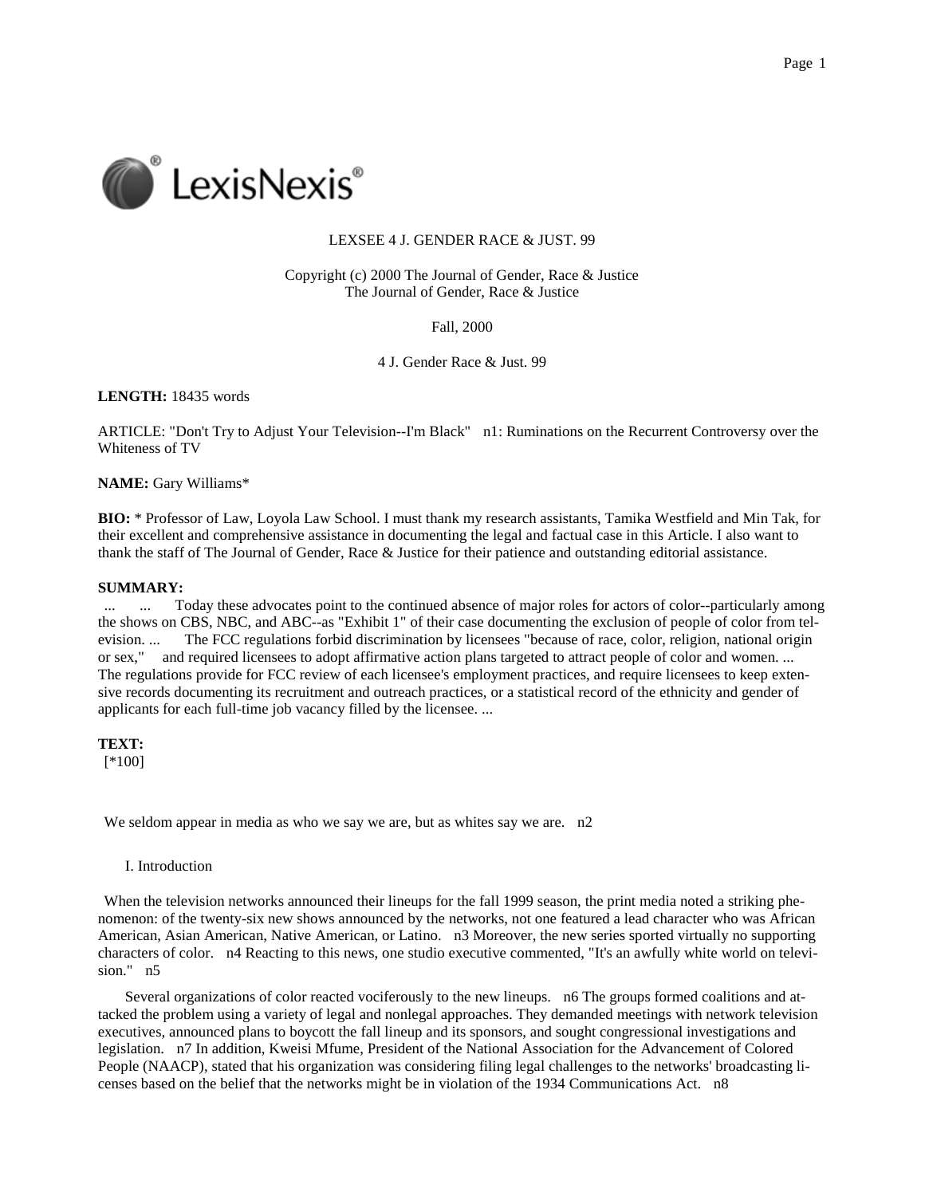LEXSEE 4 J. GENDER RACE & JUST. 99

Copyright (c) 2000 The Journal of Gender, Race & Justice
The Journal of Gender, Race & Justice

Fall, 2000

4 J. Gender Race & Just. 99

**LENGTH:** 18435 words

ARTICLE: "Don't Try to Adjust Your Television--I'm Black" n1: Ruminations on the Recurrent Controversy over the Whiteness of TV

**NAME:** Gary Williams*

**BIO:** * Professor of Law, Loyola Law School. I must thank my research assistants, Tamika Westfield and Min Tak, for their excellent and comprehensive assistance in documenting the legal and factual case in this Article. I also want to thank the staff of The Journal of Gender, Race & Justice for their patience and outstanding editorial assistance.

**SUMMARY:**
... ... Today these advocates point to the continued absence of major roles for actors of color--particularly among the shows on CBS, NBC, and ABC--as "Exhibit 1" of their case documenting the exclusion of people of color from television. ... The FCC regulations forbid discrimination by licensees "because of race, color, religion, national origin or sex," and required licensees to adopt affirmative action plans targeted to attract people of color and women. ... The regulations provide for FCC review of each licensee's employment practices, and require licensees to keep extensive records documenting its recruitment and outreach practices, or a statistical record of the ethnicity and gender of applicants for each full-time job vacancy filled by the licensee. ...

**TEXT:**
[*100]

We seldom appear in media as who we say we are, but as whites say we are. n2

I. Introduction

When the television networks announced their lineups for the fall 1999 season, the print media noted a striking phenomenon: of the twenty-six new shows announced by the networks, not one featured a lead character who was African American, Asian American, Native American, or Latino. n3 Moreover, the new series sported virtually no supporting characters of color. n4 Reacting to this news, one studio executive commented, "It's an awfully white world on television." n5

Several organizations of color reacted vociferously to the new lineups. n6 The groups formed coalitions and attacked the problem using a variety of legal and nonlegal approaches. They demanded meetings with network television executives, announced plans to boycott the fall lineup and its sponsors, and sought congressional investigations and legislation. n7 In addition, Kweisi Mfume, President of the National Association for the Advancement of Colored People (NAACP), stated that his organization was considering filing legal challenges to the networks' broadcasting licenses based on the belief that the networks might be in violation of the 1934 Communications Act. n8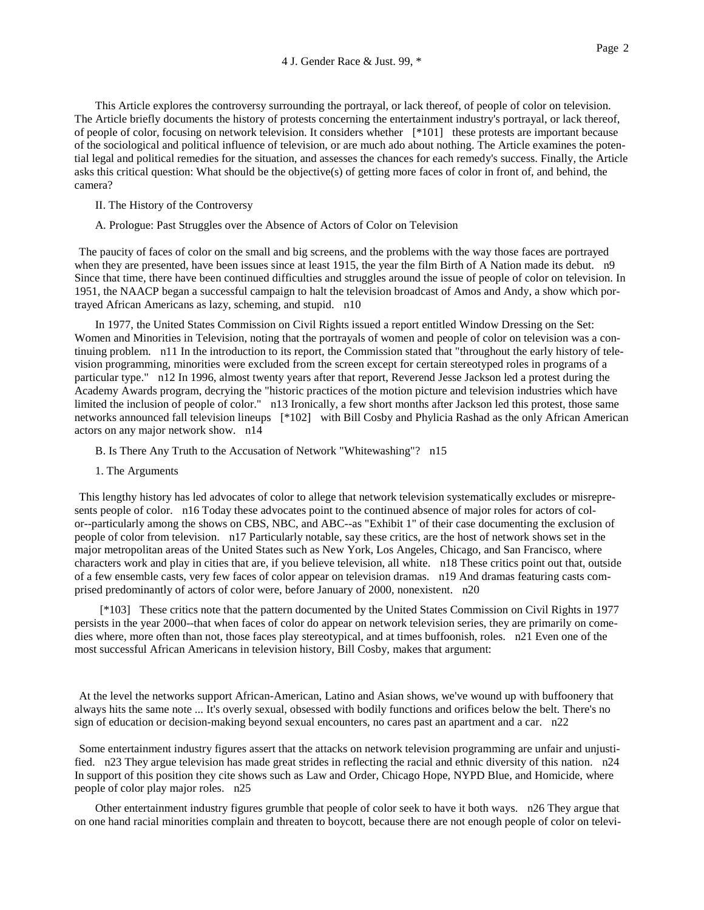This Article explores the controversy surrounding the portrayal, or lack thereof, of people of color on television. The Article briefly documents the history of protests concerning the entertainment industry's portrayal, or lack thereof, of people of color, focusing on network television. It considers whether [*101] these protests are important because of the sociological and political influence of television, or are much ado about nothing. The Article examines the potential legal and political remedies for the situation, and assesses the chances for each remedy's success. Finally, the Article asks this critical question: What should be the objective(s) of getting more faces of color in front of, and behind, the camera?

II. The History of the Controversy

A. Prologue: Past Struggles over the Absence of Actors of Color on Television

The paucity of faces of color on the small and big screens, and the problems with the way those faces are portrayed when they are presented, have been issues since at least 1915, the year the film Birth of A Nation made its debut. n9 Since that time, there have been continued difficulties and struggles around the issue of people of color on television. In 1951, the NAACP began a successful campaign to halt the television broadcast of Amos and Andy, a show which portrayed African Americans as lazy, scheming, and stupid. n10

In 1977, the United States Commission on Civil Rights issued a report entitled Window Dressing on the Set: Women and Minorities in Television, noting that the portrayals of women and people of color on television was a continuing problem. n11 In the introduction to its report, the Commission stated that "throughout the early history of television programming, minorities were excluded from the screen except for certain stereotyped roles in programs of a particular type." n12 In 1996, almost twenty years after that report, Reverend Jesse Jackson led a protest during the Academy Awards program, decrying the "historic practices of the motion picture and television industries which have limited the inclusion of people of color." n13 Ironically, a few short months after Jackson led this protest, those same networks announced fall television lineups [*102] with Bill Cosby and Phylicia Rashad as the only African American actors on any major network show. n14

B. Is There Any Truth to the Accusation of Network "Whitewashing"? n15

1. The Arguments

This lengthy history has led advocates of color to allege that network television systematically excludes or misrepresents people of color. n16 Today these advocates point to the continued absence of major roles for actors of color--particularly among the shows on CBS, NBC, and ABC--as "Exhibit 1" of their case documenting the exclusion of people of color from television. n17 Particularly notable, say these critics, are the host of network shows set in the major metropolitan areas of the United States such as New York, Los Angeles, Chicago, and San Francisco, where characters work and play in cities that are, if you believe television, all white. n18 These critics point out that, outside of a few ensemble casts, very few faces of color appear on television dramas. n19 And dramas featuring casts comprised predominantly of actors of color were, before January of 2000, nonexistent. n20

[*103] These critics note that the pattern documented by the United States Commission on Civil Rights in 1977 persists in the year 2000--that when faces of color do appear on network television series, they are primarily on comedies where, more often than not, those faces play stereotypical, and at times buffoonish, roles. n21 Even one of the most successful African Americans in television history, Bill Cosby, makes that argument:

> At the level the networks support African-American, Latino and Asian shows, we've wound up with buffoonery that always hits the same note ... It's overly sexual, obsessed with bodily functions and orifices below the belt. There's no sign of education or decision-making beyond sexual encounters, no cares past an apartment and a car. n22

Some entertainment industry figures assert that the attacks on network television programming are unfair and unjustified. n23 They argue television has made great strides in reflecting the racial and ethnic diversity of this nation. n24 In support of this position they cite shows such as Law and Order, Chicago Hope, NYPD Blue, and Homicide, where people of color play major roles. n25

Other entertainment industry figures grumble that people of color seek to have it both ways. n26 They argue that on one hand racial minorities complain and threaten to boycott, because there are not enough people of color on televi-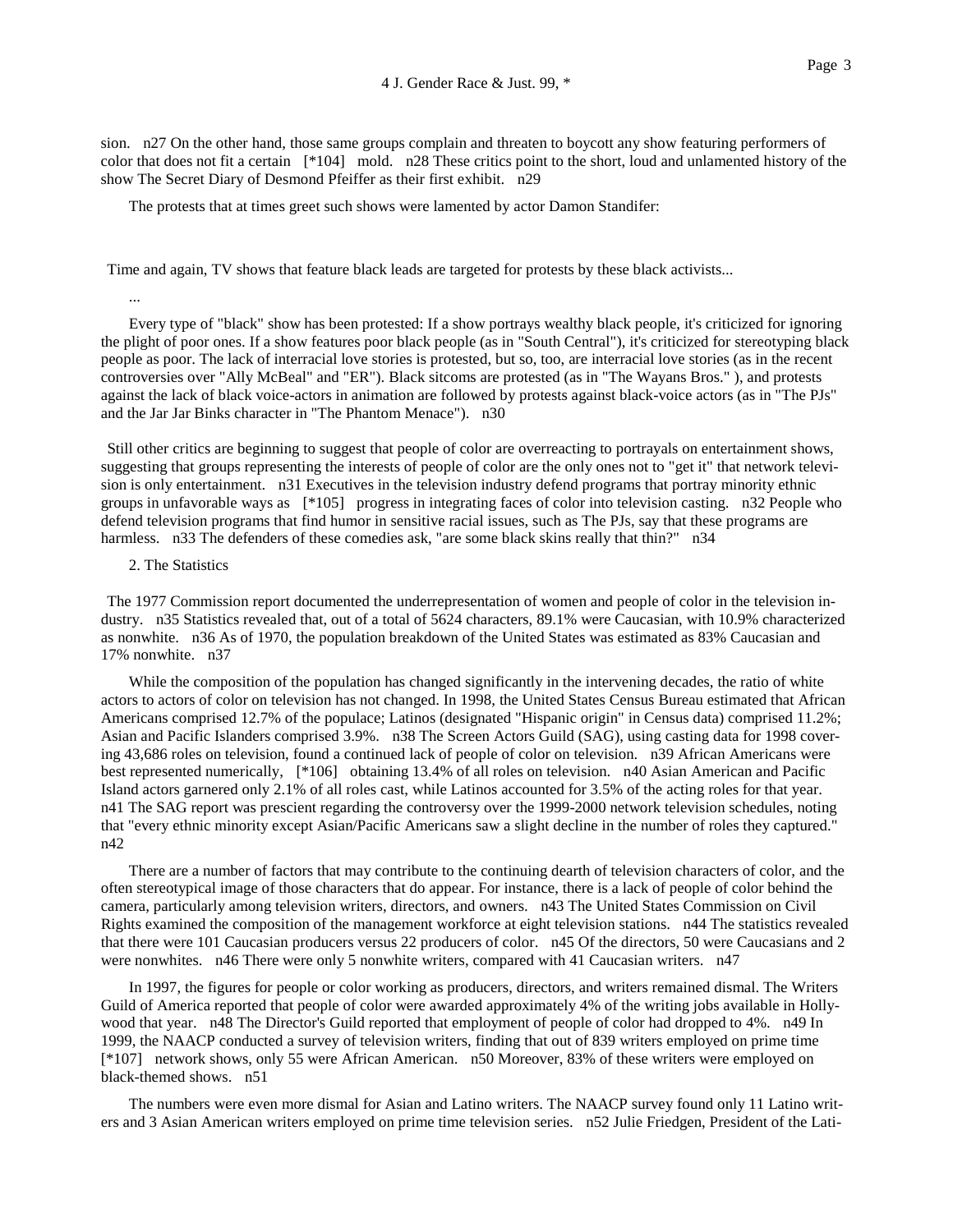sion. n27 On the other hand, those same groups complain and threaten to boycott any show featuring performers of color that does not fit a certain [*104] mold. n28 These critics point to the short, loud and unlamented history of the show The Secret Diary of Desmond Pfeiffer as their first exhibit. n29

The protests that at times greet such shows were lamented by actor Damon Standifer:

> Time and again, TV shows that feature black leads are targeted for protests by these black activists...
>
> ...
>
> Every type of "black" show has been protested: If a show portrays wealthy black people, it's criticized for ignoring the plight of poor ones. If a show features poor black people (as in "South Central"), it's criticized for stereotyping black people as poor. The lack of interracial love stories is protested, but so, too, are interracial love stories (as in the recent controversies over "Ally McBeal" and "ER"). Black sitcoms are protested (as in "The Wayans Bros." ), and protests against the lack of black voice-actors in animation are followed by protests against black-voice actors (as in "The PJs" and the Jar Jar Binks character in "The Phantom Menace"). n30

Still other critics are beginning to suggest that people of color are overreacting to portrayals on entertainment shows, suggesting that groups representing the interests of people of color are the only ones not to "get it" that network television is only entertainment. n31 Executives in the television industry defend programs that portray minority ethnic groups in unfavorable ways as [*105] progress in integrating faces of color into television casting. n32 People who defend television programs that find humor in sensitive racial issues, such as The PJs, say that these programs are harmless. n33 The defenders of these comedies ask, "are some black skins really that thin?" n34

2. The Statistics

The 1977 Commission report documented the underrepresentation of women and people of color in the television industry. n35 Statistics revealed that, out of a total of 5624 characters, 89.1% were Caucasian, with 10.9% characterized as nonwhite. n36 As of 1970, the population breakdown of the United States was estimated as 83% Caucasian and 17% nonwhite. n37

While the composition of the population has changed significantly in the intervening decades, the ratio of white actors to actors of color on television has not changed. In 1998, the United States Census Bureau estimated that African Americans comprised 12.7% of the populace; Latinos (designated "Hispanic origin" in Census data) comprised 11.2%; Asian and Pacific Islanders comprised 3.9%. n38 The Screen Actors Guild (SAG), using casting data for 1998 covering 43,686 roles on television, found a continued lack of people of color on television. n39 African Americans were best represented numerically, [*106] obtaining 13.4% of all roles on television. n40 Asian American and Pacific Island actors garnered only 2.1% of all roles cast, while Latinos accounted for 3.5% of the acting roles for that year. n41 The SAG report was prescient regarding the controversy over the 1999-2000 network television schedules, noting that "every ethnic minority except Asian/Pacific Americans saw a slight decline in the number of roles they captured." n42

There are a number of factors that may contribute to the continuing dearth of television characters of color, and the often stereotypical image of those characters that do appear. For instance, there is a lack of people of color behind the camera, particularly among television writers, directors, and owners. n43 The United States Commission on Civil Rights examined the composition of the management workforce at eight television stations. n44 The statistics revealed that there were 101 Caucasian producers versus 22 producers of color. n45 Of the directors, 50 were Caucasians and 2 were nonwhites. n46 There were only 5 nonwhite writers, compared with 41 Caucasian writers. n47

In 1997, the figures for people or color working as producers, directors, and writers remained dismal. The Writers Guild of America reported that people of color were awarded approximately 4% of the writing jobs available in Hollywood that year. n48 The Director's Guild reported that employment of people of color had dropped to 4%. n49 In 1999, the NAACP conducted a survey of television writers, finding that out of 839 writers employed on prime time [*107] network shows, only 55 were African American. n50 Moreover, 83% of these writers were employed on black-themed shows. n51

The numbers were even more dismal for Asian and Latino writers. The NAACP survey found only 11 Latino writers and 3 Asian American writers employed on prime time television series. n52 Julie Friedgen, President of the Lati-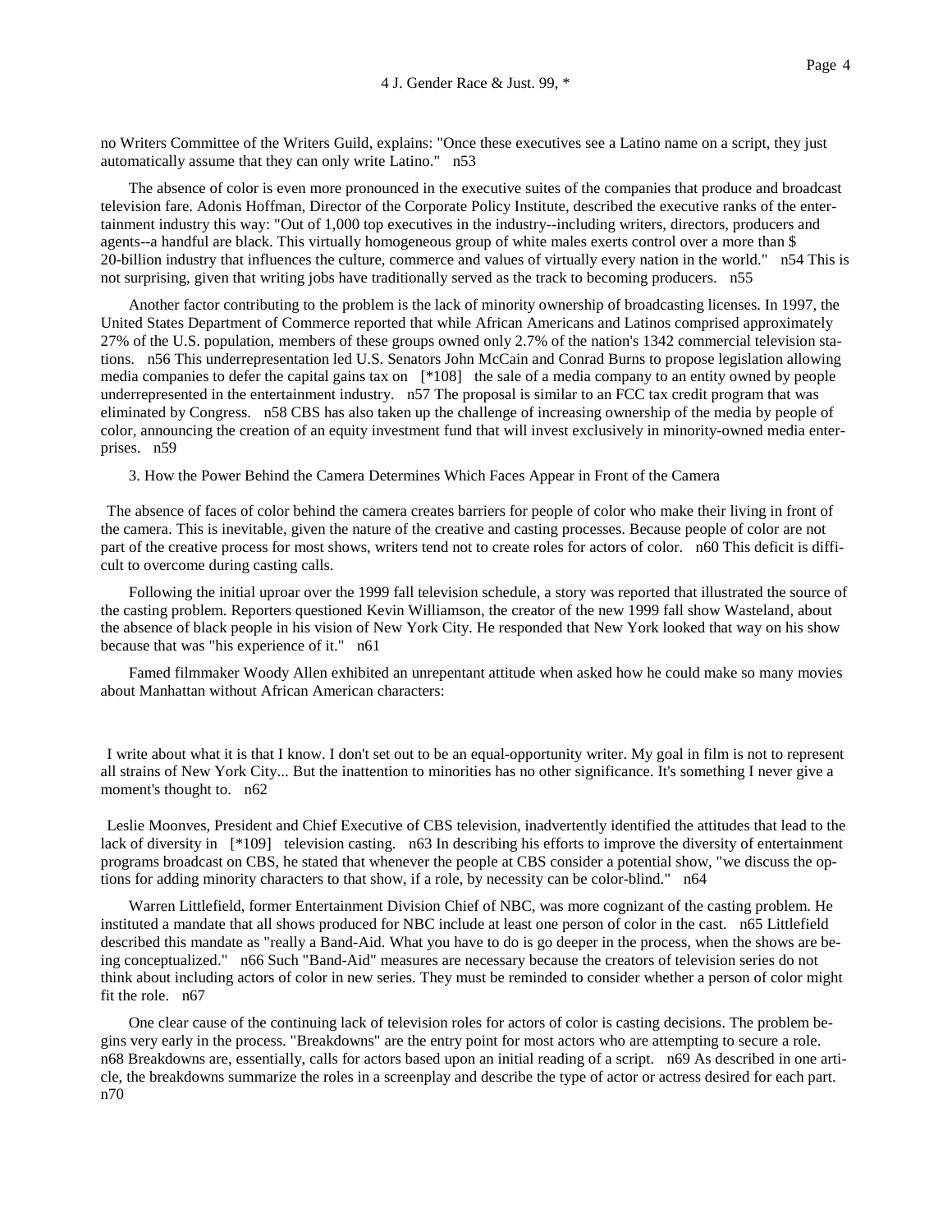no Writers Committee of the Writers Guild, explains: "Once these executives see a Latino name on a script, they just automatically assume that they can only write Latino." n53

The absence of color is even more pronounced in the executive suites of the companies that produce and broadcast television fare. Adonis Hoffman, Director of the Corporate Policy Institute, described the executive ranks of the entertainment industry this way: "Out of 1,000 top executives in the industry--including writers, directors, producers and agents--a handful are black. This virtually homogeneous group of white males exerts control over a more than $ 20-billion industry that influences the culture, commerce and values of virtually every nation in the world." n54 This is not surprising, given that writing jobs have traditionally served as the track to becoming producers. n55

Another factor contributing to the problem is the lack of minority ownership of broadcasting licenses. In 1997, the United States Department of Commerce reported that while African Americans and Latinos comprised approximately 27% of the U.S. population, members of these groups owned only 2.7% of the nation's 1342 commercial television stations. n56 This underrepresentation led U.S. Senators John McCain and Conrad Burns to propose legislation allowing media companies to defer the capital gains tax on [*108] the sale of a media company to an entity owned by people underrepresented in the entertainment industry. n57 The proposal is similar to an FCC tax credit program that was eliminated by Congress. n58 CBS has also taken up the challenge of increasing ownership of the media by people of color, announcing the creation of an equity investment fund that will invest exclusively in minority-owned media enterprises. n59

3. How the Power Behind the Camera Determines Which Faces Appear in Front of the Camera

The absence of faces of color behind the camera creates barriers for people of color who make their living in front of the camera. This is inevitable, given the nature of the creative and casting processes. Because people of color are not part of the creative process for most shows, writers tend not to create roles for actors of color. n60 This deficit is difficult to overcome during casting calls.

Following the initial uproar over the 1999 fall television schedule, a story was reported that illustrated the source of the casting problem. Reporters questioned Kevin Williamson, the creator of the new 1999 fall show Wasteland, about the absence of black people in his vision of New York City. He responded that New York looked that way on his show because that was "his experience of it." n61

Famed filmmaker Woody Allen exhibited an unrepentant attitude when asked how he could make so many movies about Manhattan without African American characters:

> I write about what it is that I know. I don't set out to be an equal-opportunity writer. My goal in film is not to represent all strains of New York City... But the inattention to minorities has no other significance. It's something I never give a moment's thought to. n62

Leslie Moonves, President and Chief Executive of CBS television, inadvertently identified the attitudes that lead to the lack of diversity in [*109] television casting. n63 In describing his efforts to improve the diversity of entertainment programs broadcast on CBS, he stated that whenever the people at CBS consider a potential show, "we discuss the options for adding minority characters to that show, if a role, by necessity can be color-blind." n64

Warren Littlefield, former Entertainment Division Chief of NBC, was more cognizant of the casting problem. He instituted a mandate that all shows produced for NBC include at least one person of color in the cast. n65 Littlefield described this mandate as "really a Band-Aid. What you have to do is go deeper in the process, when the shows are being conceptualized." n66 Such "Band-Aid" measures are necessary because the creators of television series do not think about including actors of color in new series. They must be reminded to consider whether a person of color might fit the role. n67

One clear cause of the continuing lack of television roles for actors of color is casting decisions. The problem begins very early in the process. "Breakdowns" are the entry point for most actors who are attempting to secure a role. n68 Breakdowns are, essentially, calls for actors based upon an initial reading of a script. n69 As described in one article, the breakdowns summarize the roles in a screenplay and describe the type of actor or actress desired for each part. n70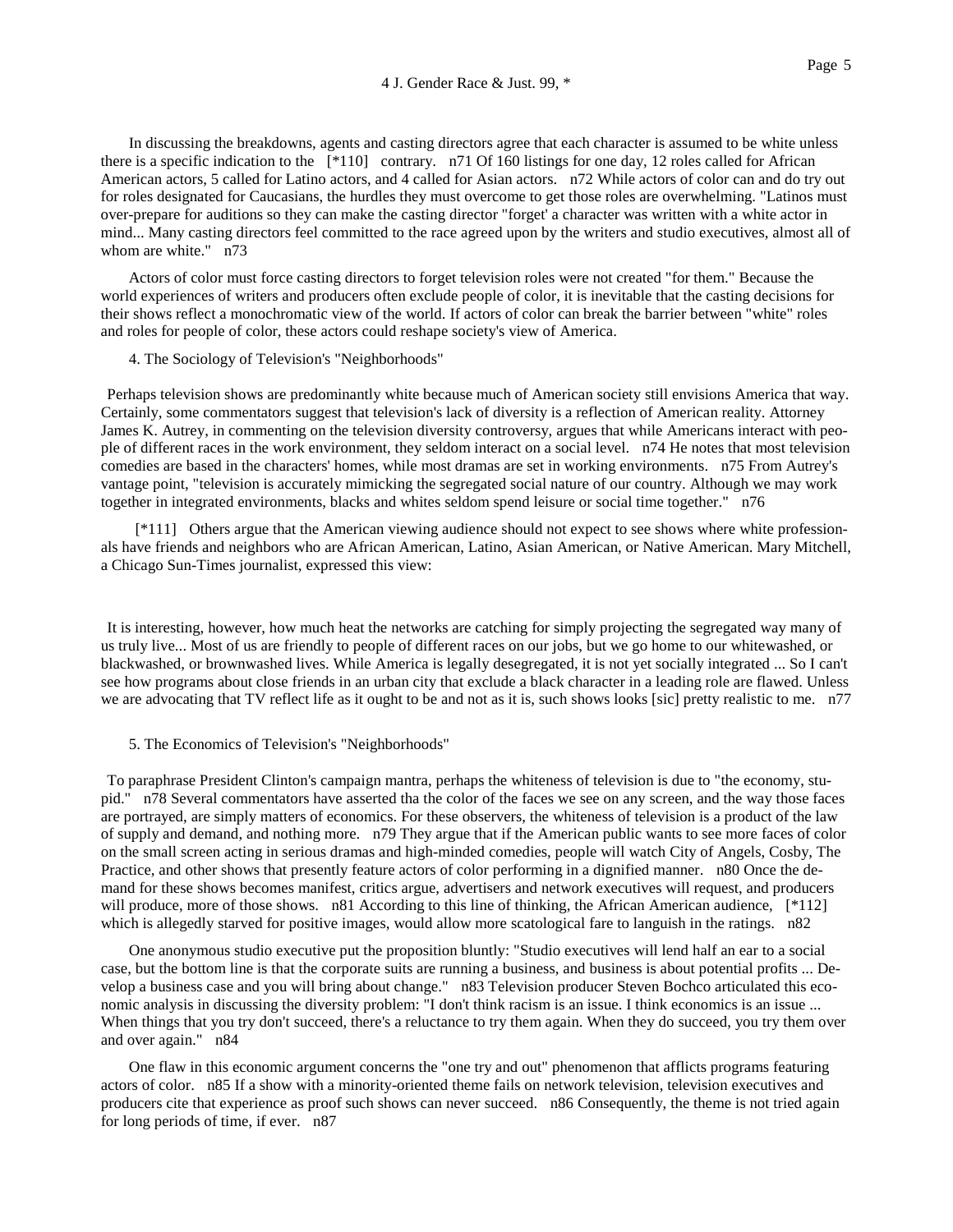In discussing the breakdowns, agents and casting directors agree that each character is assumed to be white unless there is a specific indication to the [*110] contrary. n71 Of 160 listings for one day, 12 roles called for African American actors, 5 called for Latino actors, and 4 called for Asian actors. n72 While actors of color can and do try out for roles designated for Caucasians, the hurdles they must overcome to get those roles are overwhelming. "Latinos must over-prepare for auditions so they can make the casting director "forget' a character was written with a white actor in mind... Many casting directors feel committed to the race agreed upon by the writers and studio executives, almost all of whom are white." n73

Actors of color must force casting directors to forget television roles were not created "for them." Because the world experiences of writers and producers often exclude people of color, it is inevitable that the casting decisions for their shows reflect a monochromatic view of the world. If actors of color can break the barrier between "white" roles and roles for people of color, these actors could reshape society's view of America.

4. The Sociology of Television's "Neighborhoods"

Perhaps television shows are predominantly white because much of American society still envisions America that way. Certainly, some commentators suggest that television's lack of diversity is a reflection of American reality. Attorney James K. Autrey, in commenting on the television diversity controversy, argues that while Americans interact with people of different races in the work environment, they seldom interact on a social level. n74 He notes that most television comedies are based in the characters' homes, while most dramas are set in working environments. n75 From Autrey's vantage point, "television is accurately mimicking the segregated social nature of our country. Although we may work together in integrated environments, blacks and whites seldom spend leisure or social time together." n76

[*111] Others argue that the American viewing audience should not expect to see shows where white professionals have friends and neighbors who are African American, Latino, Asian American, or Native American. Mary Mitchell, a Chicago Sun-Times journalist, expressed this view:

> It is interesting, however, how much heat the networks are catching for simply projecting the segregated way many of us truly live... Most of us are friendly to people of different races on our jobs, but we go home to our whitewashed, or blackwashed, or brownwashed lives. While America is legally desegregated, it is not yet socially integrated ... So I can't see how programs about close friends in an urban city that exclude a black character in a leading role are flawed. Unless we are advocating that TV reflect life as it ought to be and not as it is, such shows looks [sic] pretty realistic to me. n77

5. The Economics of Television's "Neighborhoods"

To paraphrase President Clinton's campaign mantra, perhaps the whiteness of television is due to "the economy, stupid." n78 Several commentators have asserted tha the color of the faces we see on any screen, and the way those faces are portrayed, are simply matters of economics. For these observers, the whiteness of television is a product of the law of supply and demand, and nothing more. n79 They argue that if the American public wants to see more faces of color on the small screen acting in serious dramas and high-minded comedies, people will watch City of Angels, Cosby, The Practice, and other shows that presently feature actors of color performing in a dignified manner. n80 Once the demand for these shows becomes manifest, critics argue, advertisers and network executives will request, and producers will produce, more of those shows. n81 According to this line of thinking, the African American audience, [*112] which is allegedly starved for positive images, would allow more scatological fare to languish in the ratings. n82

One anonymous studio executive put the proposition bluntly: "Studio executives will lend half an ear to a social case, but the bottom line is that the corporate suits are running a business, and business is about potential profits ... Develop a business case and you will bring about change." n83 Television producer Steven Bochco articulated this economic analysis in discussing the diversity problem: "I don't think racism is an issue. I think economics is an issue ... When things that you try don't succeed, there's a reluctance to try them again. When they do succeed, you try them over and over again." n84

One flaw in this economic argument concerns the "one try and out" phenomenon that afflicts programs featuring actors of color. n85 If a show with a minority-oriented theme fails on network television, television executives and producers cite that experience as proof such shows can never succeed. n86 Consequently, the theme is not tried again for long periods of time, if ever. n87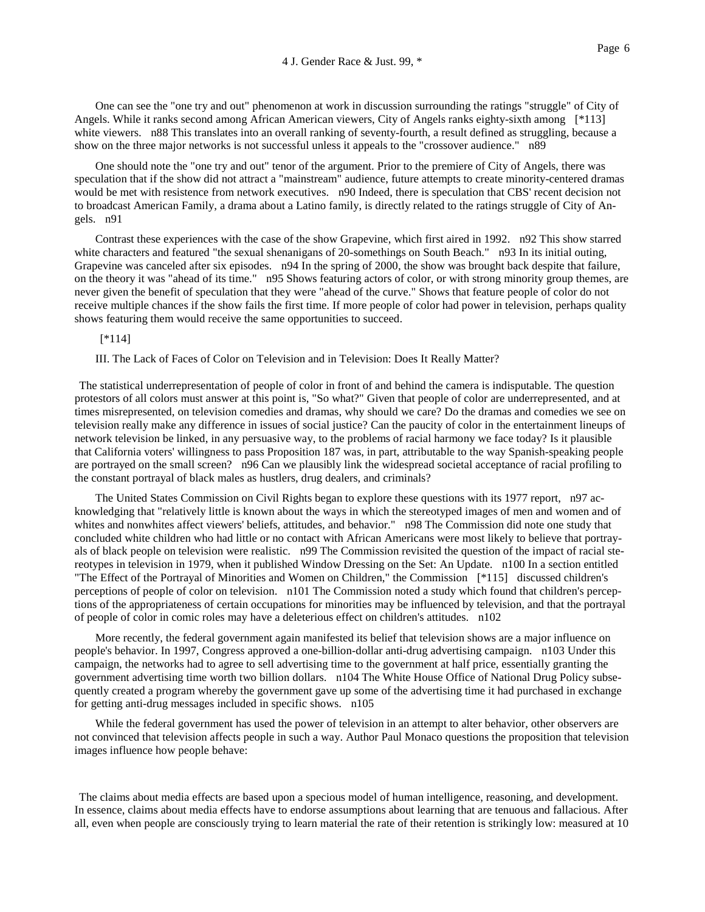One can see the "one try and out" phenomenon at work in discussion surrounding the ratings "struggle" of City of Angels. While it ranks second among African American viewers, City of Angels ranks eighty-sixth among [*113] white viewers. n88 This translates into an overall ranking of seventy-fourth, a result defined as struggling, because a show on the three major networks is not successful unless it appeals to the "crossover audience." n89

One should note the "one try and out" tenor of the argument. Prior to the premiere of City of Angels, there was speculation that if the show did not attract a "mainstream" audience, future attempts to create minority-centered dramas would be met with resistence from network executives. n90 Indeed, there is speculation that CBS' recent decision not to broadcast American Family, a drama about a Latino family, is directly related to the ratings struggle of City of Angels. n91

Contrast these experiences with the case of the show Grapevine, which first aired in 1992. n92 This show starred white characters and featured "the sexual shenanigans of 20-somethings on South Beach." n93 In its initial outing, Grapevine was canceled after six episodes. n94 In the spring of 2000, the show was brought back despite that failure, on the theory it was "ahead of its time." n95 Shows featuring actors of color, or with strong minority group themes, are never given the benefit of speculation that they were "ahead of the curve." Shows that feature people of color do not receive multiple chances if the show fails the first time. If more people of color had power in television, perhaps quality shows featuring them would receive the same opportunities to succeed.

[*114]

## III. The Lack of Faces of Color on Television and in Television: Does It Really Matter?

The statistical underrepresentation of people of color in front of and behind the camera is indisputable. The question protestors of all colors must answer at this point is, "So what?" Given that people of color are underrepresented, and at times misrepresented, on television comedies and dramas, why should we care? Do the dramas and comedies we see on television really make any difference in issues of social justice? Can the paucity of color in the entertainment lineups of network television be linked, in any persuasive way, to the problems of racial harmony we face today? Is it plausible that California voters' willingness to pass Proposition 187 was, in part, attributable to the way Spanish-speaking people are portrayed on the small screen? n96 Can we plausibly link the widespread societal acceptance of racial profiling to the constant portrayal of black males as hustlers, drug dealers, and criminals?

The United States Commission on Civil Rights began to explore these questions with its 1977 report, n97 acknowledging that "relatively little is known about the ways in which the stereotyped images of men and women and of whites and nonwhites affect viewers' beliefs, attitudes, and behavior." n98 The Commission did note one study that concluded white children who had little or no contact with African Americans were most likely to believe that portrayals of black people on television were realistic. n99 The Commission revisited the question of the impact of racial stereotypes in television in 1979, when it published Window Dressing on the Set: An Update. n100 In a section entitled "The Effect of the Portrayal of Minorities and Women on Children," the Commission [*115] discussed children's perceptions of people of color on television. n101 The Commission noted a study which found that children's perceptions of the appropriateness of certain occupations for minorities may be influenced by television, and that the portrayal of people of color in comic roles may have a deleterious effect on children's attitudes. n102

More recently, the federal government again manifested its belief that television shows are a major influence on people's behavior. In 1997, Congress approved a one-billion-dollar anti-drug advertising campaign. n103 Under this campaign, the networks had to agree to sell advertising time to the government at half price, essentially granting the government advertising time worth two billion dollars. n104 The White House Office of National Drug Policy subsequently created a program whereby the government gave up some of the advertising time it had purchased in exchange for getting anti-drug messages included in specific shows. n105

While the federal government has used the power of television in an attempt to alter behavior, other observers are not convinced that television affects people in such a way. Author Paul Monaco questions the proposition that television images influence how people behave:

> The claims about media effects are based upon a specious model of human intelligence, reasoning, and development. In essence, claims about media effects have to endorse assumptions about learning that are tenuous and fallacious. After all, even when people are consciously trying to learn material the rate of their retention is strikingly low: measured at 10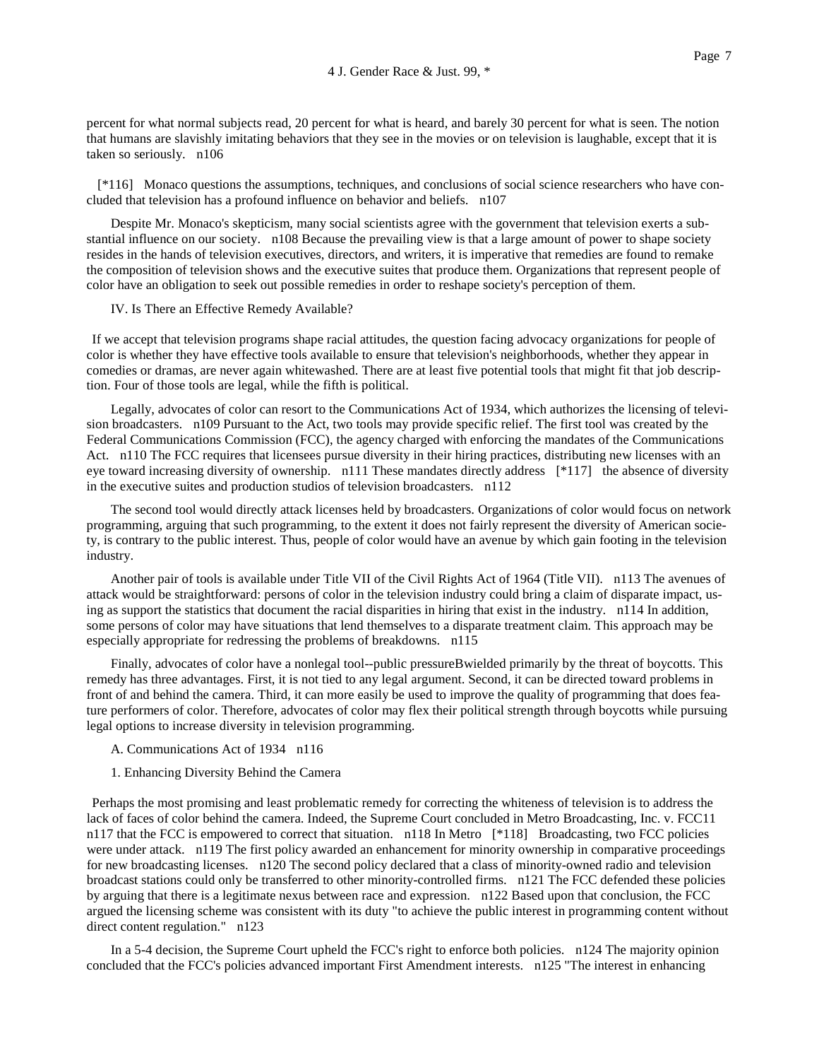percent for what normal subjects read, 20 percent for what is heard, and barely 30 percent for what is seen. The notion that humans are slavishly imitating behaviors that they see in the movies or on television is laughable, except that it is taken so seriously. n106

[*116] Monaco questions the assumptions, techniques, and conclusions of social science researchers who have concluded that television has a profound influence on behavior and beliefs. n107

Despite Mr. Monaco's skepticism, many social scientists agree with the government that television exerts a substantial influence on our society. n108 Because the prevailing view is that a large amount of power to shape society resides in the hands of television executives, directors, and writers, it is imperative that remedies are found to remake the composition of television shows and the executive suites that produce them. Organizations that represent people of color have an obligation to seek out possible remedies in order to reshape society's perception of them.

IV. Is There an Effective Remedy Available?

If we accept that television programs shape racial attitudes, the question facing advocacy organizations for people of color is whether they have effective tools available to ensure that television's neighborhoods, whether they appear in comedies or dramas, are never again whitewashed. There are at least five potential tools that might fit that job description. Four of those tools are legal, while the fifth is political.

Legally, advocates of color can resort to the Communications Act of 1934, which authorizes the licensing of television broadcasters. n109 Pursuant to the Act, two tools may provide specific relief. The first tool was created by the Federal Communications Commission (FCC), the agency charged with enforcing the mandates of the Communications Act. n110 The FCC requires that licensees pursue diversity in their hiring practices, distributing new licenses with an eye toward increasing diversity of ownership. n111 These mandates directly address [*117] the absence of diversity in the executive suites and production studios of television broadcasters. n112

The second tool would directly attack licenses held by broadcasters. Organizations of color would focus on network programming, arguing that such programming, to the extent it does not fairly represent the diversity of American society, is contrary to the public interest. Thus, people of color would have an avenue by which gain footing in the television industry.

Another pair of tools is available under Title VII of the Civil Rights Act of 1964 (Title VII). n113 The avenues of attack would be straightforward: persons of color in the television industry could bring a claim of disparate impact, using as support the statistics that document the racial disparities in hiring that exist in the industry. n114 In addition, some persons of color may have situations that lend themselves to a disparate treatment claim. This approach may be especially appropriate for redressing the problems of breakdowns. n115

Finally, advocates of color have a nonlegal tool--public pressureBwielded primarily by the threat of boycotts. This remedy has three advantages. First, it is not tied to any legal argument. Second, it can be directed toward problems in front of and behind the camera. Third, it can more easily be used to improve the quality of programming that does feature performers of color. Therefore, advocates of color may flex their political strength through boycotts while pursuing legal options to increase diversity in television programming.

A. Communications Act of 1934 n116

1. Enhancing Diversity Behind the Camera

Perhaps the most promising and least problematic remedy for correcting the whiteness of television is to address the lack of faces of color behind the camera. Indeed, the Supreme Court concluded in Metro Broadcasting, Inc. v. FCC11 n117 that the FCC is empowered to correct that situation. n118 In Metro [*118] Broadcasting, two FCC policies were under attack. n119 The first policy awarded an enhancement for minority ownership in comparative proceedings for new broadcasting licenses. n120 The second policy declared that a class of minority-owned radio and television broadcast stations could only be transferred to other minority-controlled firms. n121 The FCC defended these policies by arguing that there is a legitimate nexus between race and expression. n122 Based upon that conclusion, the FCC argued the licensing scheme was consistent with its duty "to achieve the public interest in programming content without direct content regulation." n123

In a 5-4 decision, the Supreme Court upheld the FCC's right to enforce both policies. n124 The majority opinion concluded that the FCC's policies advanced important First Amendment interests. n125 "The interest in enhancing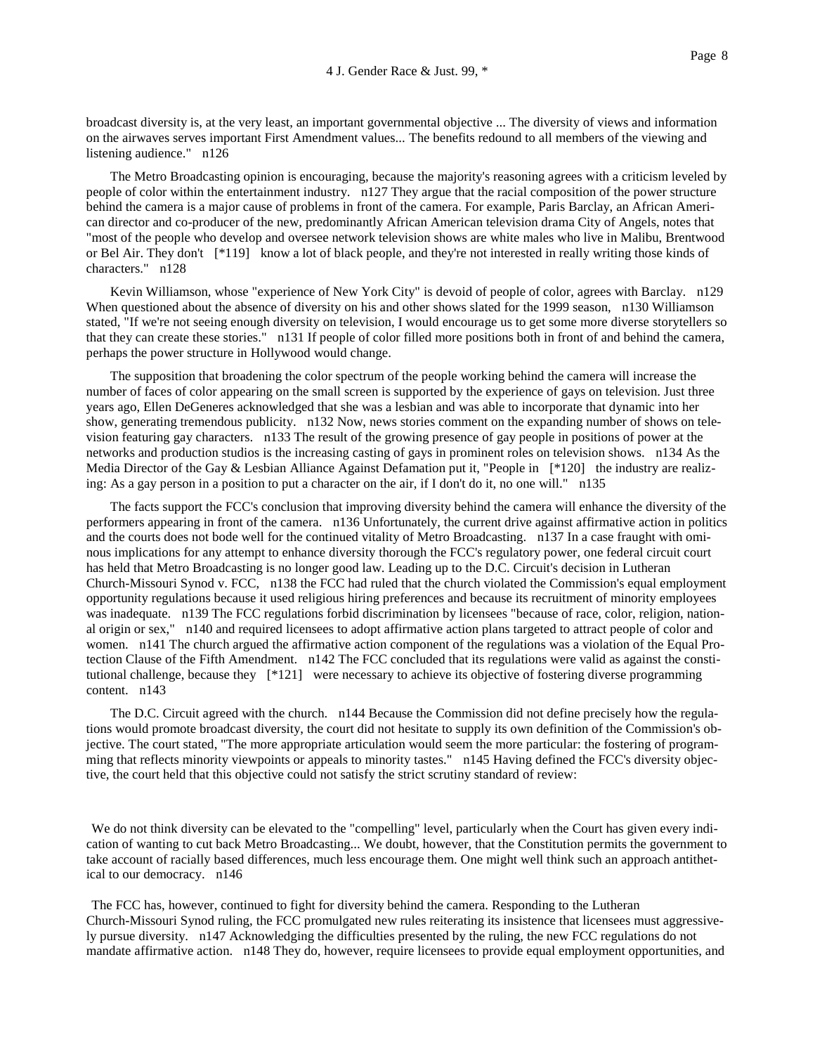broadcast diversity is, at the very least, an important governmental objective ... The diversity of views and information on the airwaves serves important First Amendment values... The benefits redound to all members of the viewing and listening audience." n126

The Metro Broadcasting opinion is encouraging, because the majority's reasoning agrees with a criticism leveled by people of color within the entertainment industry. n127 They argue that the racial composition of the power structure behind the camera is a major cause of problems in front of the camera. For example, Paris Barclay, an African American director and co-producer of the new, predominantly African American television drama City of Angels, notes that "most of the people who develop and oversee network television shows are white males who live in Malibu, Brentwood or Bel Air. They don't [*119] know a lot of black people, and they're not interested in really writing those kinds of characters." n128

Kevin Williamson, whose "experience of New York City" is devoid of people of color, agrees with Barclay. n129 When questioned about the absence of diversity on his and other shows slated for the 1999 season, n130 Williamson stated, "If we're not seeing enough diversity on television, I would encourage us to get some more diverse storytellers so that they can create these stories." n131 If people of color filled more positions both in front of and behind the camera, perhaps the power structure in Hollywood would change.

The supposition that broadening the color spectrum of the people working behind the camera will increase the number of faces of color appearing on the small screen is supported by the experience of gays on television. Just three years ago, Ellen DeGeneres acknowledged that she was a lesbian and was able to incorporate that dynamic into her show, generating tremendous publicity. n132 Now, news stories comment on the expanding number of shows on television featuring gay characters. n133 The result of the growing presence of gay people in positions of power at the networks and production studios is the increasing casting of gays in prominent roles on television shows. n134 As the Media Director of the Gay & Lesbian Alliance Against Defamation put it, "People in [*120] the industry are realizing: As a gay person in a position to put a character on the air, if I don't do it, no one will." n135

The facts support the FCC's conclusion that improving diversity behind the camera will enhance the diversity of the performers appearing in front of the camera. n136 Unfortunately, the current drive against affirmative action in politics and the courts does not bode well for the continued vitality of Metro Broadcasting. n137 In a case fraught with ominous implications for any attempt to enhance diversity thorough the FCC's regulatory power, one federal circuit court has held that Metro Broadcasting is no longer good law. Leading up to the D.C. Circuit's decision in Lutheran Church-Missouri Synod v. FCC, n138 the FCC had ruled that the church violated the Commission's equal employment opportunity regulations because it used religious hiring preferences and because its recruitment of minority employees was inadequate. n139 The FCC regulations forbid discrimination by licensees "because of race, color, religion, national origin or sex," n140 and required licensees to adopt affirmative action plans targeted to attract people of color and women. n141 The church argued the affirmative action component of the regulations was a violation of the Equal Protection Clause of the Fifth Amendment. n142 The FCC concluded that its regulations were valid as against the constitutional challenge, because they [*121] were necessary to achieve its objective of fostering diverse programming content. n143

The D.C. Circuit agreed with the church. n144 Because the Commission did not define precisely how the regulations would promote broadcast diversity, the court did not hesitate to supply its own definition of the Commission's objective. The court stated, "The more appropriate articulation would seem the more particular: the fostering of programming that reflects minority viewpoints or appeals to minority tastes." n145 Having defined the FCC's diversity objective, the court held that this objective could not satisfy the strict scrutiny standard of review:

> We do not think diversity can be elevated to the "compelling" level, particularly when the Court has given every indication of wanting to cut back Metro Broadcasting... We doubt, however, that the Constitution permits the government to take account of racially based differences, much less encourage them. One might well think such an approach antithetical to our democracy. n146

The FCC has, however, continued to fight for diversity behind the camera. Responding to the Lutheran Church-Missouri Synod ruling, the FCC promulgated new rules reiterating its insistence that licensees must aggressively pursue diversity. n147 Acknowledging the difficulties presented by the ruling, the new FCC regulations do not mandate affirmative action. n148 They do, however, require licensees to provide equal employment opportunities, and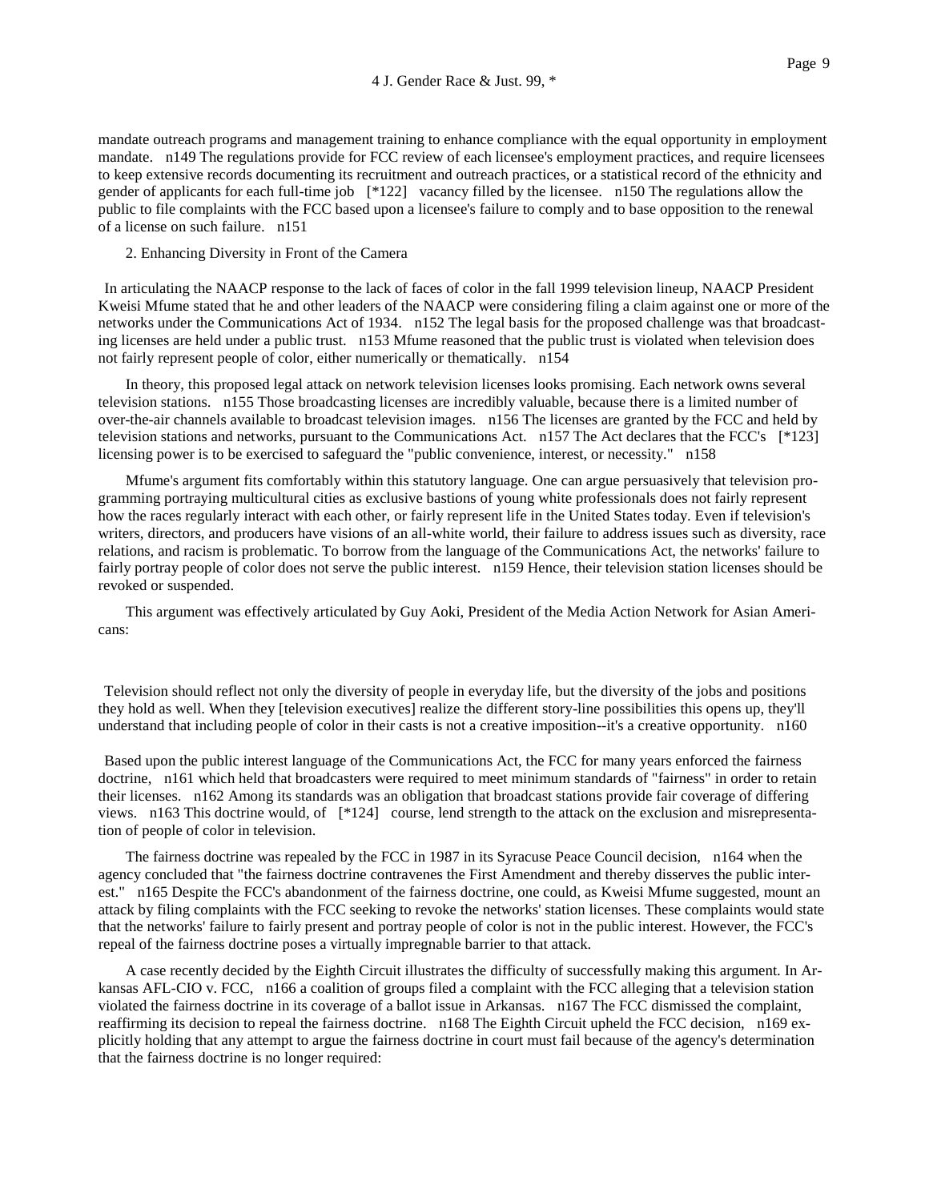mandate outreach programs and management training to enhance compliance with the equal opportunity in employment mandate. n149 The regulations provide for FCC review of each licensee's employment practices, and require licensees to keep extensive records documenting its recruitment and outreach practices, or a statistical record of the ethnicity and gender of applicants for each full-time job [*122] vacancy filled by the licensee. n150 The regulations allow the public to file complaints with the FCC based upon a licensee's failure to comply and to base opposition to the renewal of a license on such failure. n151

2. Enhancing Diversity in Front of the Camera

In articulating the NAACP response to the lack of faces of color in the fall 1999 television lineup, NAACP President Kweisi Mfume stated that he and other leaders of the NAACP were considering filing a claim against one or more of the networks under the Communications Act of 1934. n152 The legal basis for the proposed challenge was that broadcasting licenses are held under a public trust. n153 Mfume reasoned that the public trust is violated when television does not fairly represent people of color, either numerically or thematically. n154

In theory, this proposed legal attack on network television licenses looks promising. Each network owns several television stations. n155 Those broadcasting licenses are incredibly valuable, because there is a limited number of over-the-air channels available to broadcast television images. n156 The licenses are granted by the FCC and held by television stations and networks, pursuant to the Communications Act. n157 The Act declares that the FCC's [*123] licensing power is to be exercised to safeguard the "public convenience, interest, or necessity." n158

Mfume's argument fits comfortably within this statutory language. One can argue persuasively that television programming portraying multicultural cities as exclusive bastions of young white professionals does not fairly represent how the races regularly interact with each other, or fairly represent life in the United States today. Even if television's writers, directors, and producers have visions of an all-white world, their failure to address issues such as diversity, race relations, and racism is problematic. To borrow from the language of the Communications Act, the networks' failure to fairly portray people of color does not serve the public interest. n159 Hence, their television station licenses should be revoked or suspended.

This argument was effectively articulated by Guy Aoki, President of the Media Action Network for Asian Americans:

> Television should reflect not only the diversity of people in everyday life, but the diversity of the jobs and positions they hold as well. When they [television executives] realize the different story-line possibilities this opens up, they'll understand that including people of color in their casts is not a creative imposition--it's a creative opportunity. n160

Based upon the public interest language of the Communications Act, the FCC for many years enforced the fairness doctrine, n161 which held that broadcasters were required to meet minimum standards of "fairness" in order to retain their licenses. n162 Among its standards was an obligation that broadcast stations provide fair coverage of differing views. n163 This doctrine would, of [*124] course, lend strength to the attack on the exclusion and misrepresentation of people of color in television.

The fairness doctrine was repealed by the FCC in 1987 in its Syracuse Peace Council decision, n164 when the agency concluded that "the fairness doctrine contravenes the First Amendment and thereby disserves the public interest." n165 Despite the FCC's abandonment of the fairness doctrine, one could, as Kweisi Mfume suggested, mount an attack by filing complaints with the FCC seeking to revoke the networks' station licenses. These complaints would state that the networks' failure to fairly present and portray people of color is not in the public interest. However, the FCC's repeal of the fairness doctrine poses a virtually impregnable barrier to that attack.

A case recently decided by the Eighth Circuit illustrates the difficulty of successfully making this argument. In Arkansas AFL-CIO v. FCC, n166 a coalition of groups filed a complaint with the FCC alleging that a television station violated the fairness doctrine in its coverage of a ballot issue in Arkansas. n167 The FCC dismissed the complaint, reaffirming its decision to repeal the fairness doctrine. n168 The Eighth Circuit upheld the FCC decision, n169 explicitly holding that any attempt to argue the fairness doctrine in court must fail because of the agency's determination that the fairness doctrine is no longer required: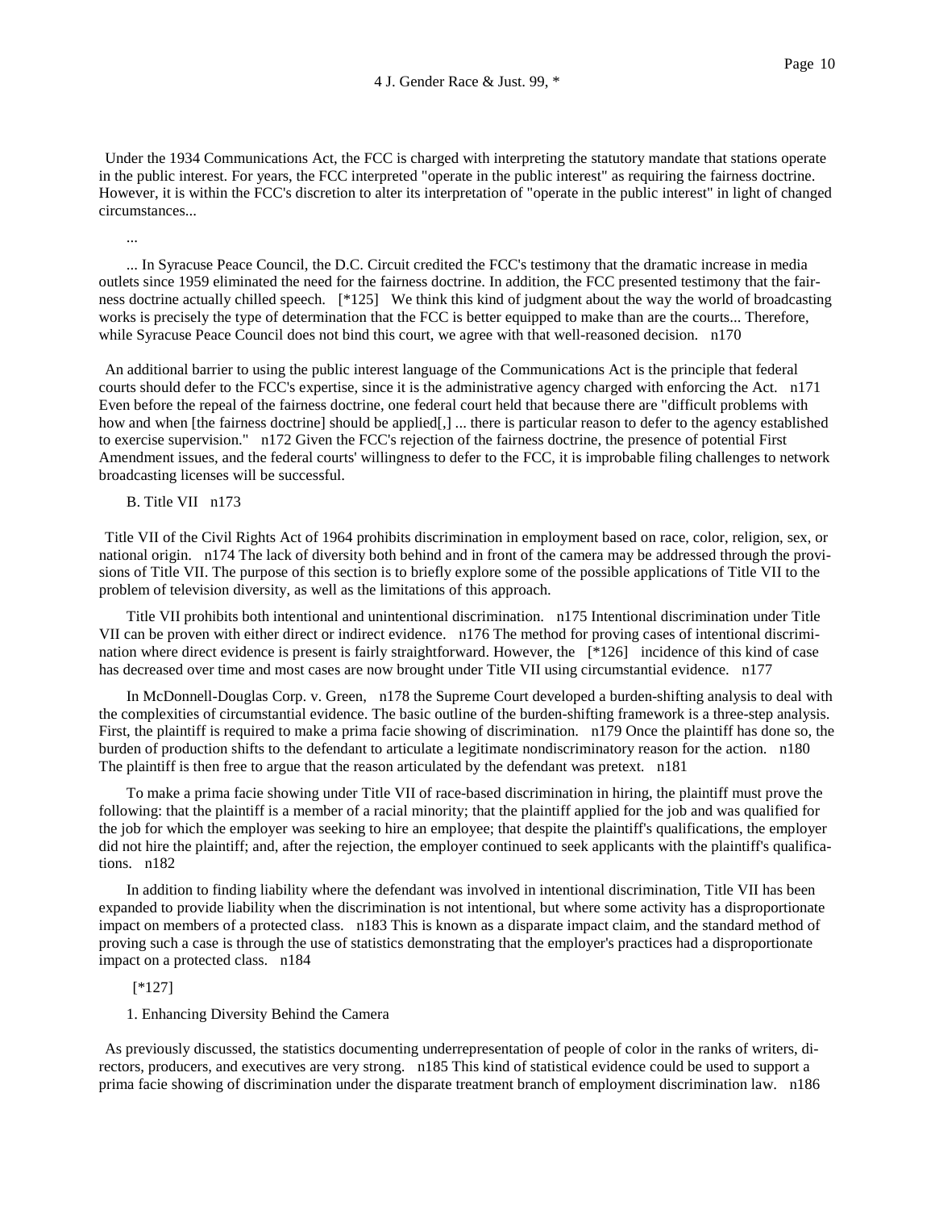Under the 1934 Communications Act, the FCC is charged with interpreting the statutory mandate that stations operate in the public interest. For years, the FCC interpreted "operate in the public interest" as requiring the fairness doctrine. However, it is within the FCC's discretion to alter its interpretation of "operate in the public interest" in light of changed circumstances...

...

... In Syracuse Peace Council, the D.C. Circuit credited the FCC's testimony that the dramatic increase in media outlets since 1959 eliminated the need for the fairness doctrine. In addition, the FCC presented testimony that the fairness doctrine actually chilled speech. [*125] We think this kind of judgment about the way the world of broadcasting works is precisely the type of determination that the FCC is better equipped to make than are the courts... Therefore, while Syracuse Peace Council does not bind this court, we agree with that well-reasoned decision. n170

An additional barrier to using the public interest language of the Communications Act is the principle that federal courts should defer to the FCC's expertise, since it is the administrative agency charged with enforcing the Act. n171 Even before the repeal of the fairness doctrine, one federal court held that because there are "difficult problems with how and when [the fairness doctrine] should be applied[,] ... there is particular reason to defer to the agency established to exercise supervision." n172 Given the FCC's rejection of the fairness doctrine, the presence of potential First Amendment issues, and the federal courts' willingness to defer to the FCC, it is improbable filing challenges to network broadcasting licenses will be successful.

B. Title VII n173

Title VII of the Civil Rights Act of 1964 prohibits discrimination in employment based on race, color, religion, sex, or national origin. n174 The lack of diversity both behind and in front of the camera may be addressed through the provisions of Title VII. The purpose of this section is to briefly explore some of the possible applications of Title VII to the problem of television diversity, as well as the limitations of this approach.

Title VII prohibits both intentional and unintentional discrimination. n175 Intentional discrimination under Title VII can be proven with either direct or indirect evidence. n176 The method for proving cases of intentional discrimination where direct evidence is present is fairly straightforward. However, the [*126] incidence of this kind of case has decreased over time and most cases are now brought under Title VII using circumstantial evidence. n177

In McDonnell-Douglas Corp. v. Green, n178 the Supreme Court developed a burden-shifting analysis to deal with the complexities of circumstantial evidence. The basic outline of the burden-shifting framework is a three-step analysis. First, the plaintiff is required to make a prima facie showing of discrimination. n179 Once the plaintiff has done so, the burden of production shifts to the defendant to articulate a legitimate nondiscriminatory reason for the action. n180 The plaintiff is then free to argue that the reason articulated by the defendant was pretext. n181

To make a prima facie showing under Title VII of race-based discrimination in hiring, the plaintiff must prove the following: that the plaintiff is a member of a racial minority; that the plaintiff applied for the job and was qualified for the job for which the employer was seeking to hire an employee; that despite the plaintiff's qualifications, the employer did not hire the plaintiff; and, after the rejection, the employer continued to seek applicants with the plaintiff's qualifications. n182

In addition to finding liability where the defendant was involved in intentional discrimination, Title VII has been expanded to provide liability when the discrimination is not intentional, but where some activity has a disproportionate impact on members of a protected class. n183 This is known as a disparate impact claim, and the standard method of proving such a case is through the use of statistics demonstrating that the employer's practices had a disproportionate impact on a protected class. n184

[*127]

1. Enhancing Diversity Behind the Camera

As previously discussed, the statistics documenting underrepresentation of people of color in the ranks of writers, directors, producers, and executives are very strong. n185 This kind of statistical evidence could be used to support a prima facie showing of discrimination under the disparate treatment branch of employment discrimination law. n186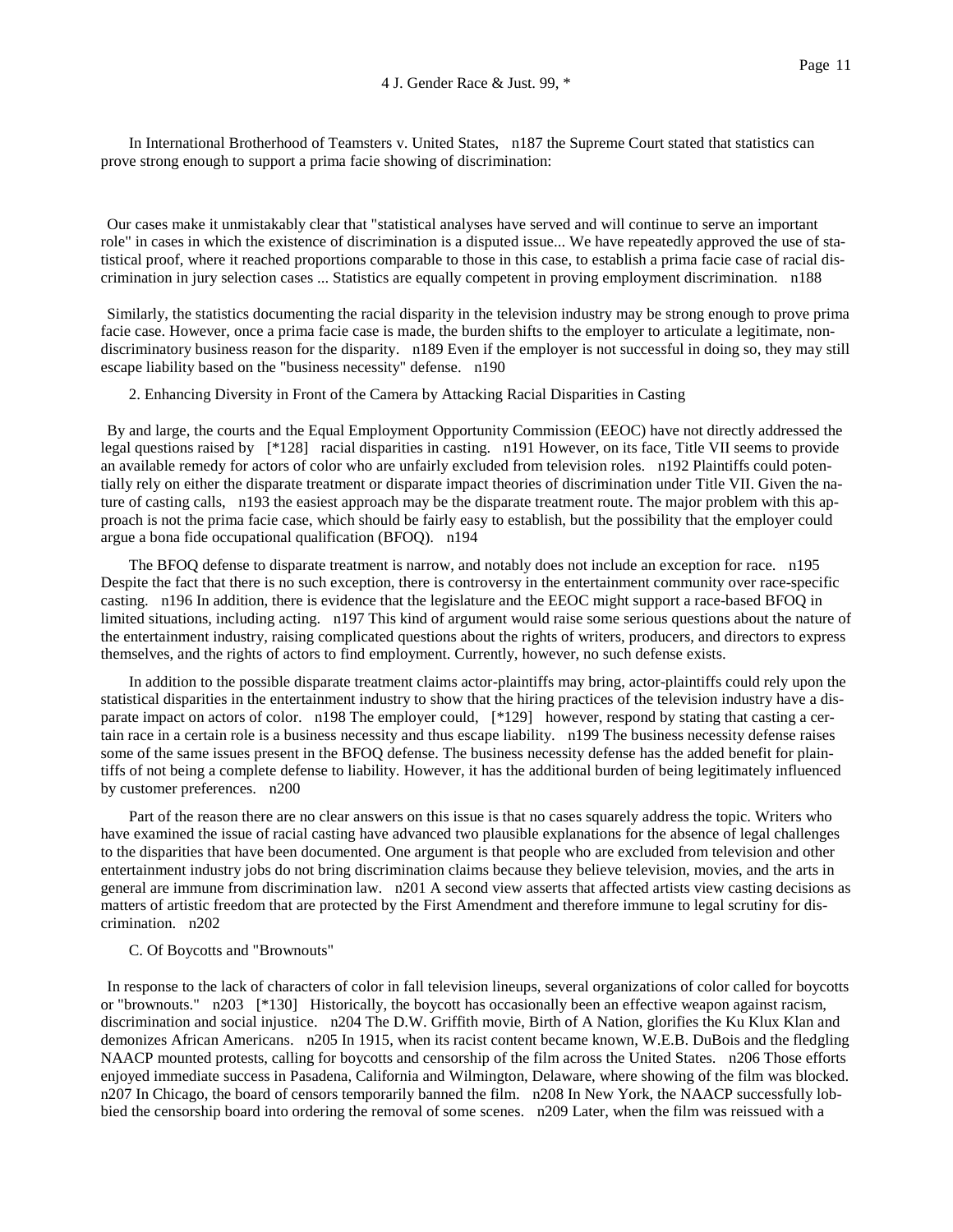In International Brotherhood of Teamsters v. United States, n187 the Supreme Court stated that statistics can prove strong enough to support a prima facie showing of discrimination:

> Our cases make it unmistakably clear that "statistical analyses have served and will continue to serve an important role" in cases in which the existence of discrimination is a disputed issue... We have repeatedly approved the use of statistical proof, where it reached proportions comparable to those in this case, to establish a prima facie case of racial discrimination in jury selection cases ... Statistics are equally competent in proving employment discrimination. n188

Similarly, the statistics documenting the racial disparity in the television industry may be strong enough to prove prima facie case. However, once a prima facie case is made, the burden shifts to the employer to articulate a legitimate, non-discriminatory business reason for the disparity. n189 Even if the employer is not successful in doing so, they may still escape liability based on the "business necessity" defense. n190

2. Enhancing Diversity in Front of the Camera by Attacking Racial Disparities in Casting

By and large, the courts and the Equal Employment Opportunity Commission (EEOC) have not directly addressed the legal questions raised by [*128] racial disparities in casting. n191 However, on its face, Title VII seems to provide an available remedy for actors of color who are unfairly excluded from television roles. n192 Plaintiffs could potentially rely on either the disparate treatment or disparate impact theories of discrimination under Title VII. Given the nature of casting calls, n193 the easiest approach may be the disparate treatment route. The major problem with this approach is not the prima facie case, which should be fairly easy to establish, but the possibility that the employer could argue a bona fide occupational qualification (BFOQ). n194

The BFOQ defense to disparate treatment is narrow, and notably does not include an exception for race. n195 Despite the fact that there is no such exception, there is controversy in the entertainment community over race-specific casting. n196 In addition, there is evidence that the legislature and the EEOC might support a race-based BFOQ in limited situations, including acting. n197 This kind of argument would raise some serious questions about the nature of the entertainment industry, raising complicated questions about the rights of writers, producers, and directors to express themselves, and the rights of actors to find employment. Currently, however, no such defense exists.

In addition to the possible disparate treatment claims actor-plaintiffs may bring, actor-plaintiffs could rely upon the statistical disparities in the entertainment industry to show that the hiring practices of the television industry have a disparate impact on actors of color. n198 The employer could, [*129] however, respond by stating that casting a certain race in a certain role is a business necessity and thus escape liability. n199 The business necessity defense raises some of the same issues present in the BFOQ defense. The business necessity defense has the added benefit for plaintiffs of not being a complete defense to liability. However, it has the additional burden of being legitimately influenced by customer preferences. n200

Part of the reason there are no clear answers on this issue is that no cases squarely address the topic. Writers who have examined the issue of racial casting have advanced two plausible explanations for the absence of legal challenges to the disparities that have been documented. One argument is that people who are excluded from television and other entertainment industry jobs do not bring discrimination claims because they believe television, movies, and the arts in general are immune from discrimination law. n201 A second view asserts that affected artists view casting decisions as matters of artistic freedom that are protected by the First Amendment and therefore immune to legal scrutiny for discrimination. n202

C. Of Boycotts and "Brownouts"

In response to the lack of characters of color in fall television lineups, several organizations of color called for boycotts or "brownouts." n203 [*130] Historically, the boycott has occasionally been an effective weapon against racism, discrimination and social injustice. n204 The D.W. Griffith movie, Birth of A Nation, glorifies the Ku Klux Klan and demonizes African Americans. n205 In 1915, when its racist content became known, W.E.B. DuBois and the fledgling NAACP mounted protests, calling for boycotts and censorship of the film across the United States. n206 Those efforts enjoyed immediate success in Pasadena, California and Wilmington, Delaware, where showing of the film was blocked. n207 In Chicago, the board of censors temporarily banned the film. n208 In New York, the NAACP successfully lobbied the censorship board into ordering the removal of some scenes. n209 Later, when the film was reissued with a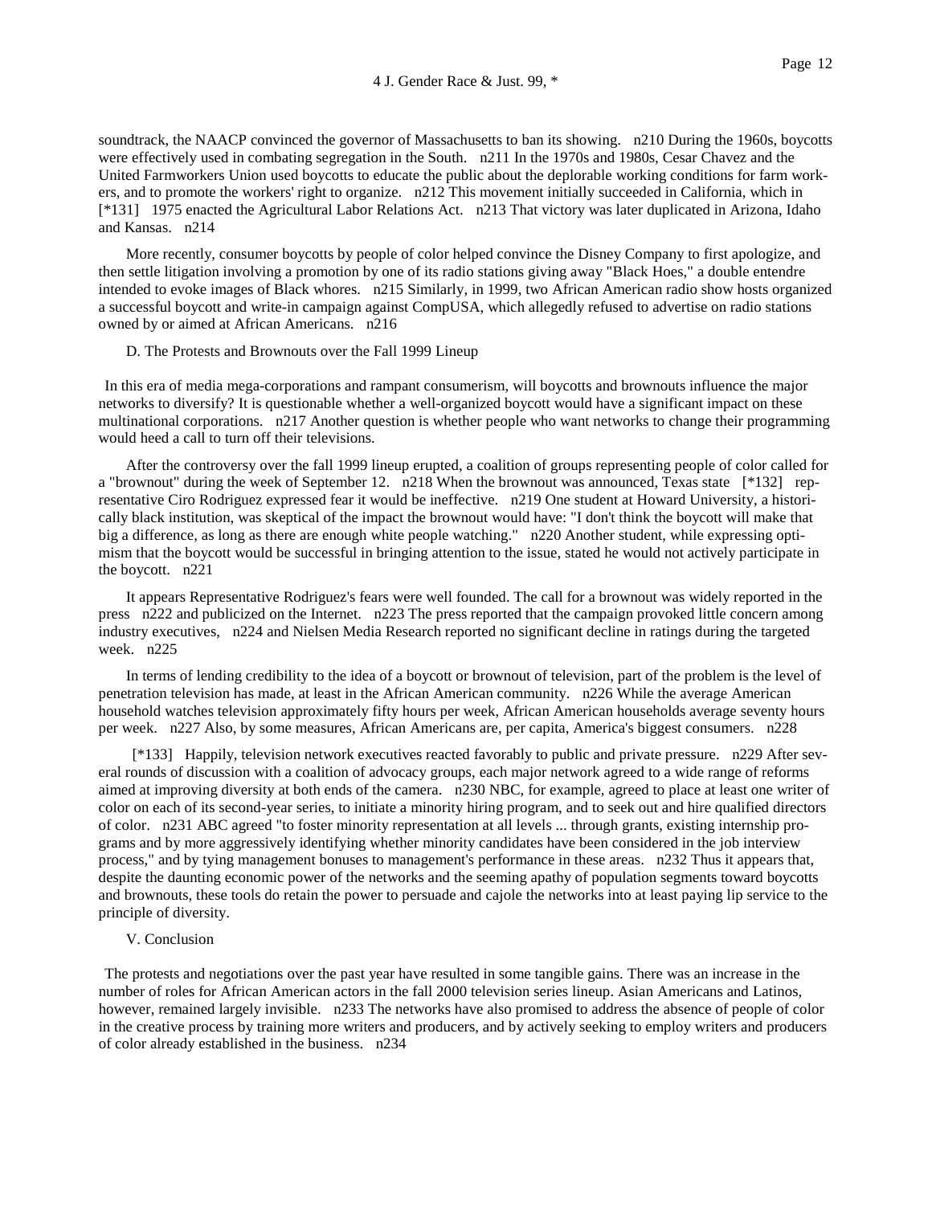soundtrack, the NAACP convinced the governor of Massachusetts to ban its showing. n210 During the 1960s, boycotts were effectively used in combating segregation in the South. n211 In the 1970s and 1980s, Cesar Chavez and the United Farmworkers Union used boycotts to educate the public about the deplorable working conditions for farm workers, and to promote the workers' right to organize. n212 This movement initially succeeded in California, which in [*131] 1975 enacted the Agricultural Labor Relations Act. n213 That victory was later duplicated in Arizona, Idaho and Kansas. n214

More recently, consumer boycotts by people of color helped convince the Disney Company to first apologize, and then settle litigation involving a promotion by one of its radio stations giving away "Black Hoes," a double entendre intended to evoke images of Black whores. n215 Similarly, in 1999, two African American radio show hosts organized a successful boycott and write-in campaign against CompUSA, which allegedly refused to advertise on radio stations owned by or aimed at African Americans. n216

D. The Protests and Brownouts over the Fall 1999 Lineup

In this era of media mega-corporations and rampant consumerism, will boycotts and brownouts influence the major networks to diversify? It is questionable whether a well-organized boycott would have a significant impact on these multinational corporations. n217 Another question is whether people who want networks to change their programming would heed a call to turn off their televisions.

After the controversy over the fall 1999 lineup erupted, a coalition of groups representing people of color called for a "brownout" during the week of September 12. n218 When the brownout was announced, Texas state [*132] representative Ciro Rodriguez expressed fear it would be ineffective. n219 One student at Howard University, a historically black institution, was skeptical of the impact the brownout would have: "I don't think the boycott will make that big a difference, as long as there are enough white people watching." n220 Another student, while expressing optimism that the boycott would be successful in bringing attention to the issue, stated he would not actively participate in the boycott. n221

It appears Representative Rodriguez's fears were well founded. The call for a brownout was widely reported in the press n222 and publicized on the Internet. n223 The press reported that the campaign provoked little concern among industry executives, n224 and Nielsen Media Research reported no significant decline in ratings during the targeted week. n225

In terms of lending credibility to the idea of a boycott or brownout of television, part of the problem is the level of penetration television has made, at least in the African American community. n226 While the average American household watches television approximately fifty hours per week, African American households average seventy hours per week. n227 Also, by some measures, African Americans are, per capita, America's biggest consumers. n228

[*133] Happily, television network executives reacted favorably to public and private pressure. n229 After several rounds of discussion with a coalition of advocacy groups, each major network agreed to a wide range of reforms aimed at improving diversity at both ends of the camera. n230 NBC, for example, agreed to place at least one writer of color on each of its second-year series, to initiate a minority hiring program, and to seek out and hire qualified directors of color. n231 ABC agreed "to foster minority representation at all levels ... through grants, existing internship programs and by more aggressively identifying whether minority candidates have been considered in the job interview process," and by tying management bonuses to management's performance in these areas. n232 Thus it appears that, despite the daunting economic power of the networks and the seeming apathy of population segments toward boycotts and brownouts, these tools do retain the power to persuade and cajole the networks into at least paying lip service to the principle of diversity.

V. Conclusion

The protests and negotiations over the past year have resulted in some tangible gains. There was an increase in the number of roles for African American actors in the fall 2000 television series lineup. Asian Americans and Latinos, however, remained largely invisible. n233 The networks have also promised to address the absence of people of color in the creative process by training more writers and producers, and by actively seeking to employ writers and producers of color already established in the business. n234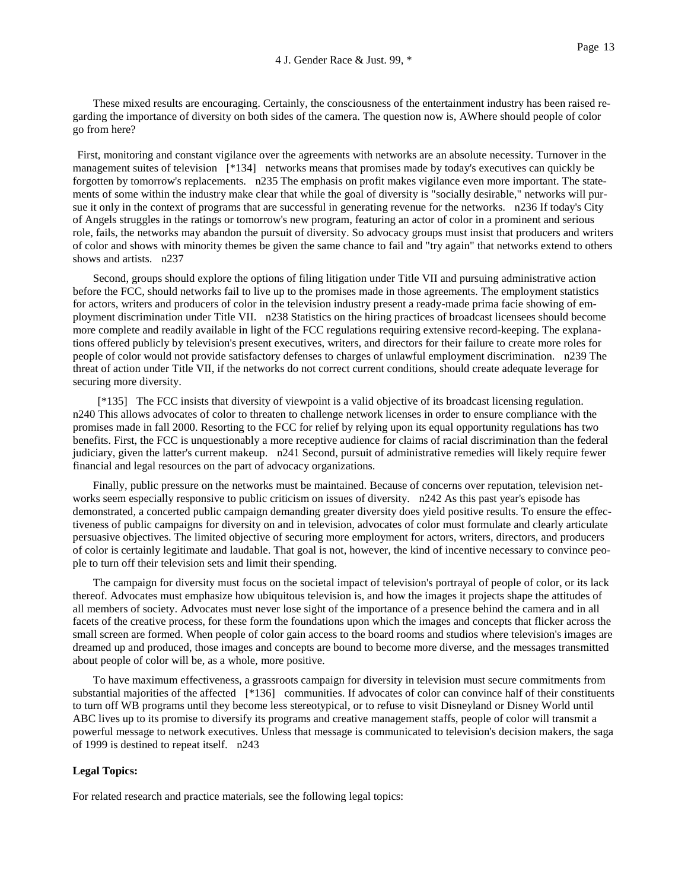These mixed results are encouraging. Certainly, the consciousness of the entertainment industry has been raised regarding the importance of diversity on both sides of the camera. The question now is, AWhere should people of color go from here?

First, monitoring and constant vigilance over the agreements with networks are an absolute necessity. Turnover in the management suites of television [*134] networks means that promises made by today's executives can quickly be forgotten by tomorrow's replacements. n235 The emphasis on profit makes vigilance even more important. The statements of some within the industry make clear that while the goal of diversity is "socially desirable," networks will pursue it only in the context of programs that are successful in generating revenue for the networks. n236 If today's City of Angels struggles in the ratings or tomorrow's new program, featuring an actor of color in a prominent and serious role, fails, the networks may abandon the pursuit of diversity. So advocacy groups must insist that producers and writers of color and shows with minority themes be given the same chance to fail and "try again" that networks extend to others shows and artists. n237

Second, groups should explore the options of filing litigation under Title VII and pursuing administrative action before the FCC, should networks fail to live up to the promises made in those agreements. The employment statistics for actors, writers and producers of color in the television industry present a ready-made prima facie showing of employment discrimination under Title VII. n238 Statistics on the hiring practices of broadcast licensees should become more complete and readily available in light of the FCC regulations requiring extensive record-keeping. The explanations offered publicly by television's present executives, writers, and directors for their failure to create more roles for people of color would not provide satisfactory defenses to charges of unlawful employment discrimination. n239 The threat of action under Title VII, if the networks do not correct current conditions, should create adequate leverage for securing more diversity.

[*135] The FCC insists that diversity of viewpoint is a valid objective of its broadcast licensing regulation. n240 This allows advocates of color to threaten to challenge network licenses in order to ensure compliance with the promises made in fall 2000. Resorting to the FCC for relief by relying upon its equal opportunity regulations has two benefits. First, the FCC is unquestionably a more receptive audience for claims of racial discrimination than the federal judiciary, given the latter's current makeup. n241 Second, pursuit of administrative remedies will likely require fewer financial and legal resources on the part of advocacy organizations.

Finally, public pressure on the networks must be maintained. Because of concerns over reputation, television networks seem especially responsive to public criticism on issues of diversity. n242 As this past year's episode has demonstrated, a concerted public campaign demanding greater diversity does yield positive results. To ensure the effectiveness of public campaigns for diversity on and in television, advocates of color must formulate and clearly articulate persuasive objectives. The limited objective of securing more employment for actors, writers, directors, and producers of color is certainly legitimate and laudable. That goal is not, however, the kind of incentive necessary to convince people to turn off their television sets and limit their spending.

The campaign for diversity must focus on the societal impact of television's portrayal of people of color, or its lack thereof. Advocates must emphasize how ubiquitous television is, and how the images it projects shape the attitudes of all members of society. Advocates must never lose sight of the importance of a presence behind the camera and in all facets of the creative process, for these form the foundations upon which the images and concepts that flicker across the small screen are formed. When people of color gain access to the board rooms and studios where television's images are dreamed up and produced, those images and concepts are bound to become more diverse, and the messages transmitted about people of color will be, as a whole, more positive.

To have maximum effectiveness, a grassroots campaign for diversity in television must secure commitments from substantial majorities of the affected [*136] communities. If advocates of color can convince half of their constituents to turn off WB programs until they become less stereotypical, or to refuse to visit Disneyland or Disney World until ABC lives up to its promise to diversify its programs and creative management staffs, people of color will transmit a powerful message to network executives. Unless that message is communicated to television's decision makers, the saga of 1999 is destined to repeat itself. n243

**Legal Topics:**

For related research and practice materials, see the following legal topics: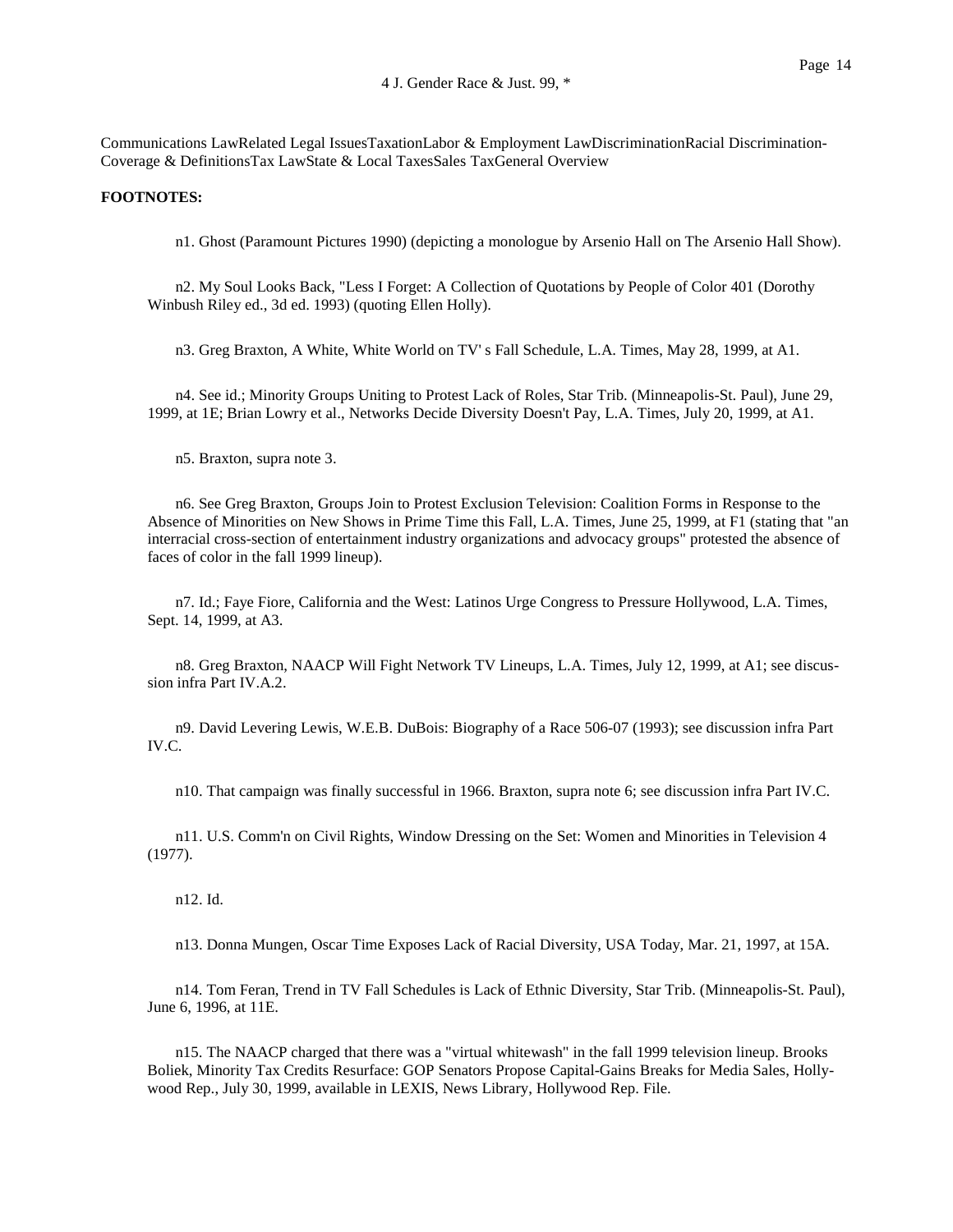Communications LawRelated Legal IssuesTaxationLabor & Employment LawDiscriminationRacial Discrimination-Coverage & DefinitionsTax LawState & Local TaxesSales TaxGeneral Overview

**FOOTNOTES:**

n1. Ghost (Paramount Pictures 1990) (depicting a monologue by Arsenio Hall on The Arsenio Hall Show).

n2. My Soul Looks Back, "Less I Forget: A Collection of Quotations by People of Color 401 (Dorothy Winbush Riley ed., 3d ed. 1993) (quoting Ellen Holly).

n3. Greg Braxton, A White, White World on TV' s Fall Schedule, L.A. Times, May 28, 1999, at A1.

n4. See id.; Minority Groups Uniting to Protest Lack of Roles, Star Trib. (Minneapolis-St. Paul), June 29, 1999, at 1E; Brian Lowry et al., Networks Decide Diversity Doesn't Pay, L.A. Times, July 20, 1999, at A1.

n5. Braxton, supra note 3.

n6. See Greg Braxton, Groups Join to Protest Exclusion Television: Coalition Forms in Response to the Absence of Minorities on New Shows in Prime Time this Fall, L.A. Times, June 25, 1999, at F1 (stating that "an interracial cross-section of entertainment industry organizations and advocacy groups" protested the absence of faces of color in the fall 1999 lineup).

n7. Id.; Faye Fiore, California and the West: Latinos Urge Congress to Pressure Hollywood, L.A. Times, Sept. 14, 1999, at A3.

n8. Greg Braxton, NAACP Will Fight Network TV Lineups, L.A. Times, July 12, 1999, at A1; see discussion infra Part IV.A.2.

n9. David Levering Lewis, W.E.B. DuBois: Biography of a Race 506-07 (1993); see discussion infra Part IV.C.

n10. That campaign was finally successful in 1966. Braxton, supra note 6; see discussion infra Part IV.C.

n11. U.S. Comm'n on Civil Rights, Window Dressing on the Set: Women and Minorities in Television 4 (1977).

n12. Id.

n13. Donna Mungen, Oscar Time Exposes Lack of Racial Diversity, USA Today, Mar. 21, 1997, at 15A.

n14. Tom Feran, Trend in TV Fall Schedules is Lack of Ethnic Diversity, Star Trib. (Minneapolis-St. Paul), June 6, 1996, at 11E.

n15. The NAACP charged that there was a "virtual whitewash" in the fall 1999 television lineup. Brooks Boliek, Minority Tax Credits Resurface: GOP Senators Propose Capital-Gains Breaks for Media Sales, Hollywood Rep., July 30, 1999, available in LEXIS, News Library, Hollywood Rep. File.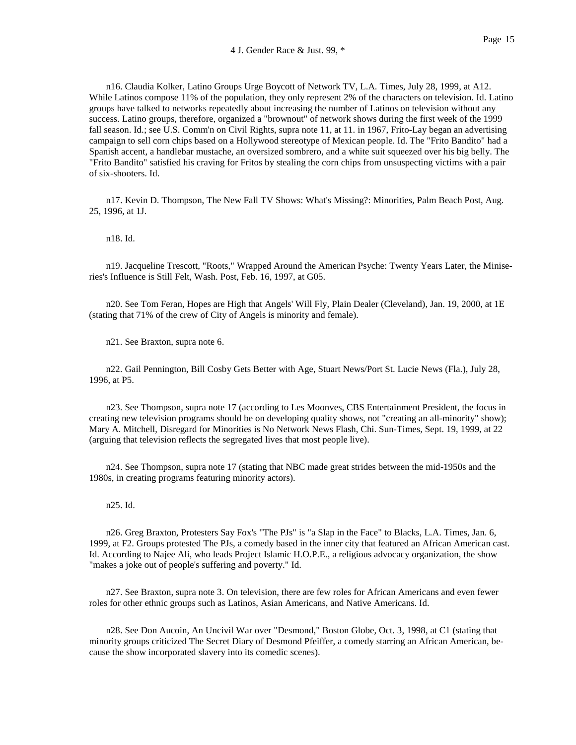n16. Claudia Kolker, Latino Groups Urge Boycott of Network TV, L.A. Times, July 28, 1999, at A12. While Latinos compose 11% of the population, they only represent 2% of the characters on television. Id. Latino groups have talked to networks repeatedly about increasing the number of Latinos on television without any success. Latino groups, therefore, organized a "brownout" of network shows during the first week of the 1999 fall season. Id.; see U.S. Comm'n on Civil Rights, supra note 11, at 11. in 1967, Frito-Lay began an advertising campaign to sell corn chips based on a Hollywood stereotype of Mexican people. Id. The "Frito Bandito" had a Spanish accent, a handlebar mustache, an oversized sombrero, and a white suit squeezed over his big belly. The "Frito Bandito" satisfied his craving for Fritos by stealing the corn chips from unsuspecting victims with a pair of six-shooters. Id.

n17. Kevin D. Thompson, The New Fall TV Shows: What's Missing?: Minorities, Palm Beach Post, Aug. 25, 1996, at 1J.

n18. Id.

n19. Jacqueline Trescott, "Roots," Wrapped Around the American Psyche: Twenty Years Later, the Miniseries's Influence is Still Felt, Wash. Post, Feb. 16, 1997, at G05.

n20. See Tom Feran, Hopes are High that Angels' Will Fly, Plain Dealer (Cleveland), Jan. 19, 2000, at 1E (stating that 71% of the crew of City of Angels is minority and female).

n21. See Braxton, supra note 6.

n22. Gail Pennington, Bill Cosby Gets Better with Age, Stuart News/Port St. Lucie News (Fla.), July 28, 1996, at P5.

n23. See Thompson, supra note 17 (according to Les Moonves, CBS Entertainment President, the focus in creating new television programs should be on developing quality shows, not "creating an all-minority" show); Mary A. Mitchell, Disregard for Minorities is No Network News Flash, Chi. Sun-Times, Sept. 19, 1999, at 22 (arguing that television reflects the segregated lives that most people live).

n24. See Thompson, supra note 17 (stating that NBC made great strides between the mid-1950s and the 1980s, in creating programs featuring minority actors).

n25. Id.

n26. Greg Braxton, Protesters Say Fox's "The PJs" is "a Slap in the Face" to Blacks, L.A. Times, Jan. 6, 1999, at F2. Groups protested The PJs, a comedy based in the inner city that featured an African American cast. Id. According to Najee Ali, who leads Project Islamic H.O.P.E., a religious advocacy organization, the show "makes a joke out of people's suffering and poverty." Id.

n27. See Braxton, supra note 3. On television, there are few roles for African Americans and even fewer roles for other ethnic groups such as Latinos, Asian Americans, and Native Americans. Id.

n28. See Don Aucoin, An Uncivil War over "Desmond," Boston Globe, Oct. 3, 1998, at C1 (stating that minority groups criticized The Secret Diary of Desmond Pfeiffer, a comedy starring an African American, because the show incorporated slavery into its comedic scenes).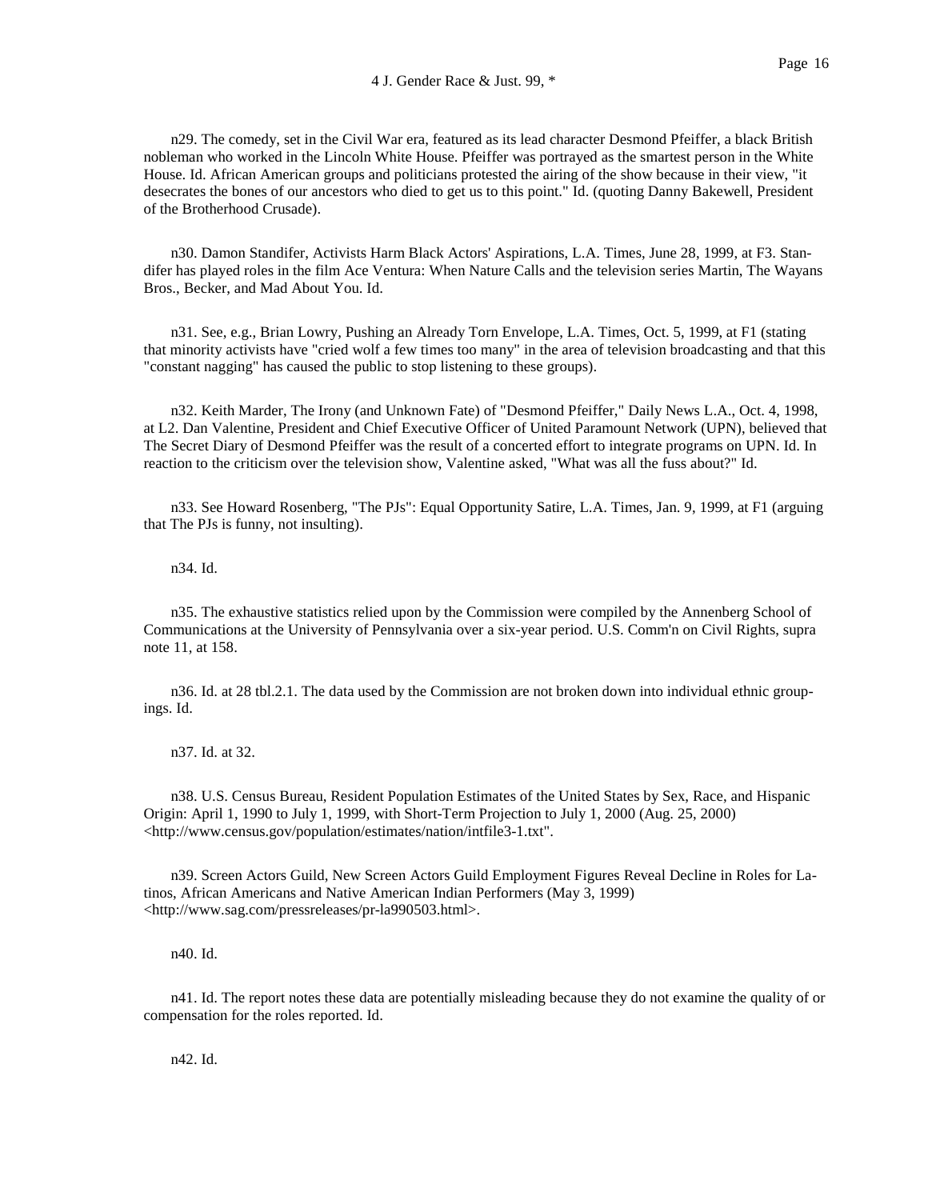n29. The comedy, set in the Civil War era, featured as its lead character Desmond Pfeiffer, a black British nobleman who worked in the Lincoln White House. Pfeiffer was portrayed as the smartest person in the White House. Id. African American groups and politicians protested the airing of the show because in their view, "it desecrates the bones of our ancestors who died to get us to this point." Id. (quoting Danny Bakewell, President of the Brotherhood Crusade).

n30. Damon Standifer, Activists Harm Black Actors' Aspirations, L.A. Times, June 28, 1999, at F3. Standifer has played roles in the film Ace Ventura: When Nature Calls and the television series Martin, The Wayans Bros., Becker, and Mad About You. Id.

n31. See, e.g., Brian Lowry, Pushing an Already Torn Envelope, L.A. Times, Oct. 5, 1999, at F1 (stating that minority activists have "cried wolf a few times too many" in the area of television broadcasting and that this "constant nagging" has caused the public to stop listening to these groups).

n32. Keith Marder, The Irony (and Unknown Fate) of "Desmond Pfeiffer," Daily News L.A., Oct. 4, 1998, at L2. Dan Valentine, President and Chief Executive Officer of United Paramount Network (UPN), believed that The Secret Diary of Desmond Pfeiffer was the result of a concerted effort to integrate programs on UPN. Id. In reaction to the criticism over the television show, Valentine asked, "What was all the fuss about?" Id.

n33. See Howard Rosenberg, "The PJs": Equal Opportunity Satire, L.A. Times, Jan. 9, 1999, at F1 (arguing that The PJs is funny, not insulting).

n34. Id.

n35. The exhaustive statistics relied upon by the Commission were compiled by the Annenberg School of Communications at the University of Pennsylvania over a six-year period. U.S. Comm'n on Civil Rights, supra note 11, at 158.

n36. Id. at 28 tbl.2.1. The data used by the Commission are not broken down into individual ethnic groupings. Id.

n37. Id. at 32.

n38. U.S. Census Bureau, Resident Population Estimates of the United States by Sex, Race, and Hispanic Origin: April 1, 1990 to July 1, 1999, with Short-Term Projection to July 1, 2000 (Aug. 25, 2000) <http://www.census.gov/population/estimates/nation/intfile3-1.txt".

n39. Screen Actors Guild, New Screen Actors Guild Employment Figures Reveal Decline in Roles for Latinos, African Americans and Native American Indian Performers (May 3, 1999) <http://www.sag.com/pressreleases/pr-la990503.html>.

n40. Id.

n41. Id. The report notes these data are potentially misleading because they do not examine the quality of or compensation for the roles reported. Id.

n42. Id.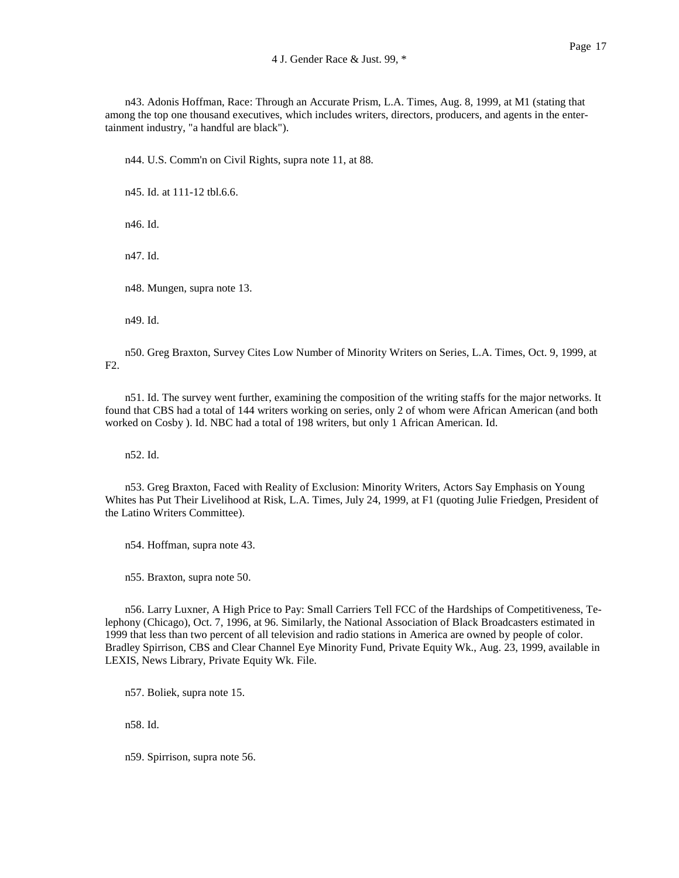n43. Adonis Hoffman, Race: Through an Accurate Prism, L.A. Times, Aug. 8, 1999, at M1 (stating that among the top one thousand executives, which includes writers, directors, producers, and agents in the entertainment industry, "a handful are black").

n44. U.S. Comm'n on Civil Rights, supra note 11, at 88.

n45. Id. at 111-12 tbl.6.6.

n46. Id.

n47. Id.

n48. Mungen, supra note 13.

n49. Id.

n50. Greg Braxton, Survey Cites Low Number of Minority Writers on Series, L.A. Times, Oct. 9, 1999, at F2.

n51. Id. The survey went further, examining the composition of the writing staffs for the major networks. It found that CBS had a total of 144 writers working on series, only 2 of whom were African American (and both worked on Cosby ). Id. NBC had a total of 198 writers, but only 1 African American. Id.

n52. Id.

n53. Greg Braxton, Faced with Reality of Exclusion: Minority Writers, Actors Say Emphasis on Young Whites has Put Their Livelihood at Risk, L.A. Times, July 24, 1999, at F1 (quoting Julie Friedgen, President of the Latino Writers Committee).

n54. Hoffman, supra note 43.

n55. Braxton, supra note 50.

n56. Larry Luxner, A High Price to Pay: Small Carriers Tell FCC of the Hardships of Competitiveness, Telephony (Chicago), Oct. 7, 1996, at 96. Similarly, the National Association of Black Broadcasters estimated in 1999 that less than two percent of all television and radio stations in America are owned by people of color. Bradley Spirrison, CBS and Clear Channel Eye Minority Fund, Private Equity Wk., Aug. 23, 1999, available in LEXIS, News Library, Private Equity Wk. File.

n57. Boliek, supra note 15.

n58. Id.

n59. Spirrison, supra note 56.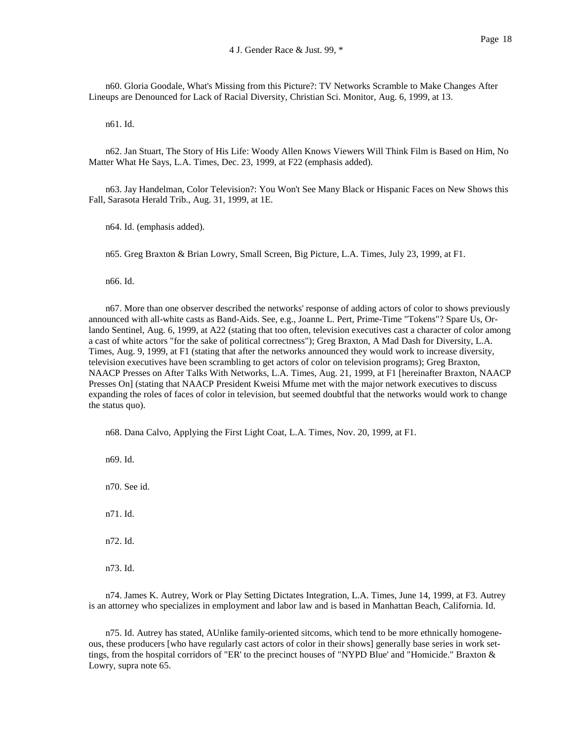n60. Gloria Goodale, What's Missing from this Picture?: TV Networks Scramble to Make Changes After Lineups are Denounced for Lack of Racial Diversity, Christian Sci. Monitor, Aug. 6, 1999, at 13.

n61. Id.

n62. Jan Stuart, The Story of His Life: Woody Allen Knows Viewers Will Think Film is Based on Him, No Matter What He Says, L.A. Times, Dec. 23, 1999, at F22 (emphasis added).

n63. Jay Handelman, Color Television?: You Won't See Many Black or Hispanic Faces on New Shows this Fall, Sarasota Herald Trib., Aug. 31, 1999, at 1E.

n64. Id. (emphasis added).

n65. Greg Braxton & Brian Lowry, Small Screen, Big Picture, L.A. Times, July 23, 1999, at F1.

n66. Id.

n67. More than one observer described the networks' response of adding actors of color to shows previously announced with all-white casts as Band-Aids. See, e.g., Joanne L. Pert, Prime-Time "Tokens"? Spare Us, Orlando Sentinel, Aug. 6, 1999, at A22 (stating that too often, television executives cast a character of color among a cast of white actors "for the sake of political correctness"); Greg Braxton, A Mad Dash for Diversity, L.A. Times, Aug. 9, 1999, at F1 (stating that after the networks announced they would work to increase diversity, television executives have been scrambling to get actors of color on television programs); Greg Braxton, NAACP Presses on After Talks With Networks, L.A. Times, Aug. 21, 1999, at F1 [hereinafter Braxton, NAACP Presses On] (stating that NAACP President Kweisi Mfume met with the major network executives to discuss expanding the roles of faces of color in television, but seemed doubtful that the networks would work to change the status quo).

n68. Dana Calvo, Applying the First Light Coat, L.A. Times, Nov. 20, 1999, at F1.

n69. Id.

n70. See id.

n71. Id.

n72. Id.

n73. Id.

n74. James K. Autrey, Work or Play Setting Dictates Integration, L.A. Times, June 14, 1999, at F3. Autrey is an attorney who specializes in employment and labor law and is based in Manhattan Beach, California. Id.

n75. Id. Autrey has stated, AUnlike family-oriented sitcoms, which tend to be more ethnically homogeneous, these producers [who have regularly cast actors of color in their shows] generally base series in work settings, from the hospital corridors of "ER' to the precinct houses of "NYPD Blue' and "Homicide." Braxton & Lowry, supra note 65.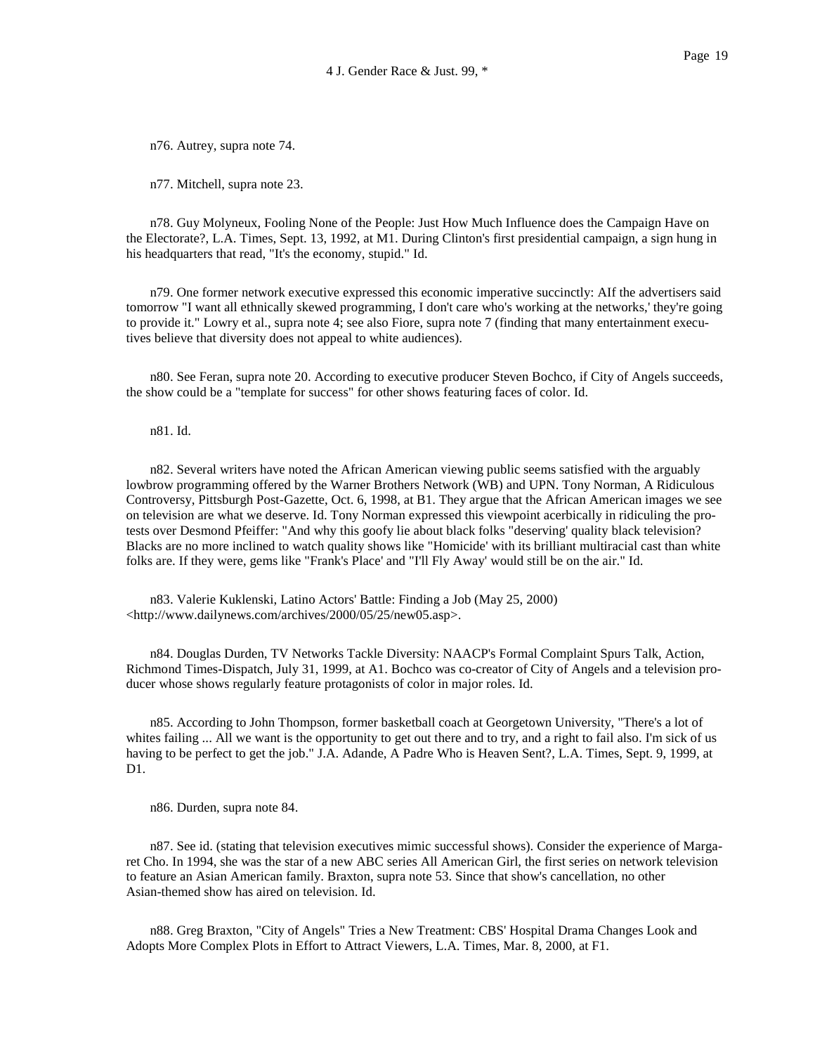n76. Autrey, supra note 74.

n77. Mitchell, supra note 23.

n78. Guy Molyneux, Fooling None of the People: Just How Much Influence does the Campaign Have on the Electorate?, L.A. Times, Sept. 13, 1992, at M1. During Clinton's first presidential campaign, a sign hung in his headquarters that read, "It's the economy, stupid." Id.

n79. One former network executive expressed this economic imperative succinctly: AIf the advertisers said tomorrow "I want all ethnically skewed programming, I don't care who's working at the networks,' they're going to provide it." Lowry et al., supra note 4; see also Fiore, supra note 7 (finding that many entertainment executives believe that diversity does not appeal to white audiences).

n80. See Feran, supra note 20. According to executive producer Steven Bochco, if City of Angels succeeds, the show could be a "template for success" for other shows featuring faces of color. Id.

n81. Id.

n82. Several writers have noted the African American viewing public seems satisfied with the arguably lowbrow programming offered by the Warner Brothers Network (WB) and UPN. Tony Norman, A Ridiculous Controversy, Pittsburgh Post-Gazette, Oct. 6, 1998, at B1. They argue that the African American images we see on television are what we deserve. Id. Tony Norman expressed this viewpoint acerbically in ridiculing the protests over Desmond Pfeiffer: "And why this goofy lie about black folks "deserving' quality black television? Blacks are no more inclined to watch quality shows like "Homicide' with its brilliant multiracial cast than white folks are. If they were, gems like "Frank's Place' and "I'll Fly Away' would still be on the air." Id.

n83. Valerie Kuklenski, Latino Actors' Battle: Finding a Job (May 25, 2000) <http://www.dailynews.com/archives/2000/05/25/new05.asp>.

n84. Douglas Durden, TV Networks Tackle Diversity: NAACP's Formal Complaint Spurs Talk, Action, Richmond Times-Dispatch, July 31, 1999, at A1. Bochco was co-creator of City of Angels and a television producer whose shows regularly feature protagonists of color in major roles. Id.

n85. According to John Thompson, former basketball coach at Georgetown University, "There's a lot of whites failing ... All we want is the opportunity to get out there and to try, and a right to fail also. I'm sick of us having to be perfect to get the job." J.A. Adande, A Padre Who is Heaven Sent?, L.A. Times, Sept. 9, 1999, at D1.

n86. Durden, supra note 84.

n87. See id. (stating that television executives mimic successful shows). Consider the experience of Margaret Cho. In 1994, she was the star of a new ABC series All American Girl, the first series on network television to feature an Asian American family. Braxton, supra note 53. Since that show's cancellation, no other Asian-themed show has aired on television. Id.

n88. Greg Braxton, "City of Angels" Tries a New Treatment: CBS' Hospital Drama Changes Look and Adopts More Complex Plots in Effort to Attract Viewers, L.A. Times, Mar. 8, 2000, at F1.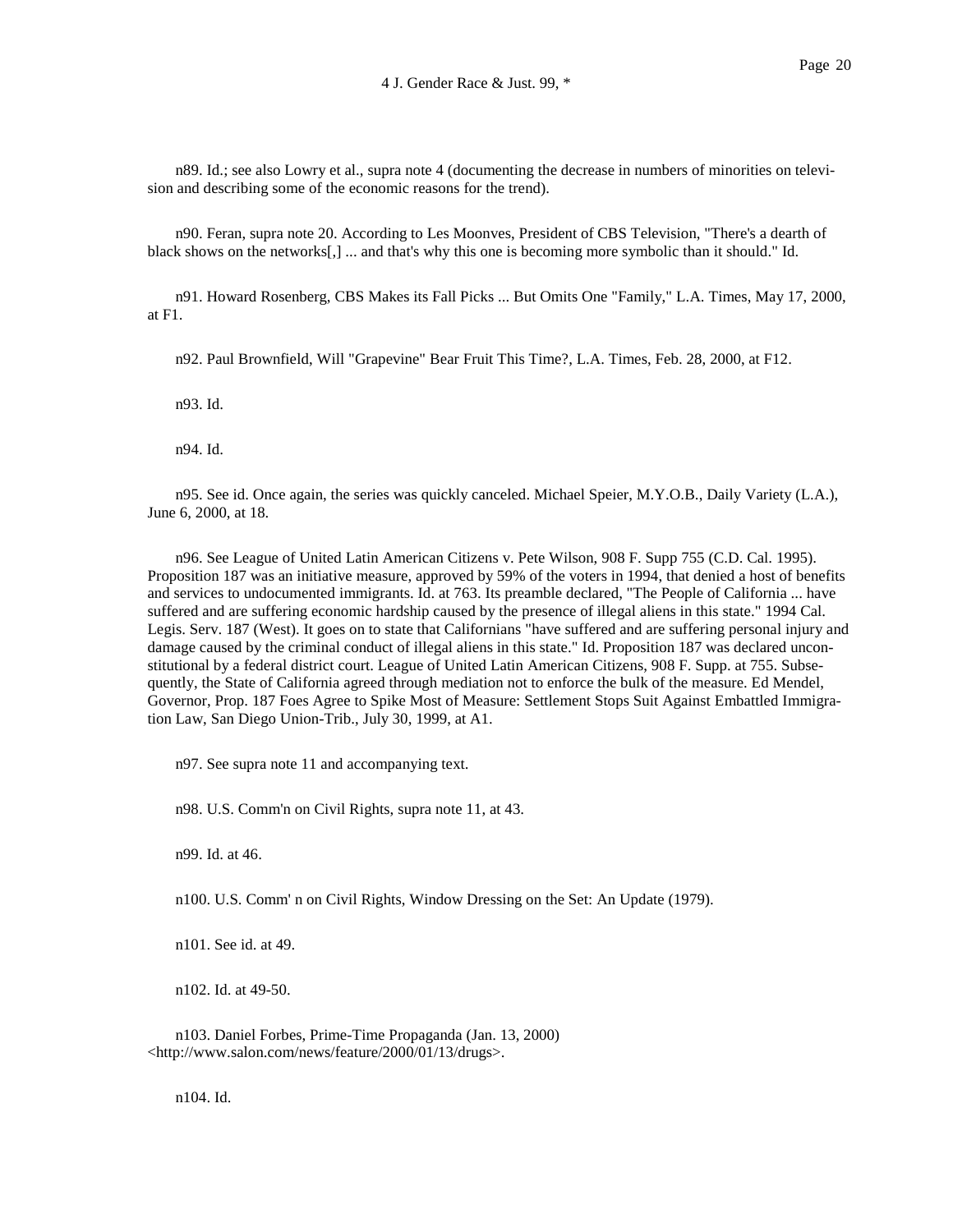n89. Id.; see also Lowry et al., supra note 4 (documenting the decrease in numbers of minorities on television and describing some of the economic reasons for the trend).

n90. Feran, supra note 20. According to Les Moonves, President of CBS Television, "There's a dearth of black shows on the networks[,] ... and that's why this one is becoming more symbolic than it should." Id.

n91. Howard Rosenberg, CBS Makes its Fall Picks ... But Omits One "Family," L.A. Times, May 17, 2000, at F1.

n92. Paul Brownfield, Will "Grapevine" Bear Fruit This Time?, L.A. Times, Feb. 28, 2000, at F12.

n93. Id.

n94. Id.

n95. See id. Once again, the series was quickly canceled. Michael Speier, M.Y.O.B., Daily Variety (L.A.), June 6, 2000, at 18.

n96. See League of United Latin American Citizens v. Pete Wilson, 908 F. Supp 755 (C.D. Cal. 1995). Proposition 187 was an initiative measure, approved by 59% of the voters in 1994, that denied a host of benefits and services to undocumented immigrants. Id. at 763. Its preamble declared, "The People of California ... have suffered and are suffering economic hardship caused by the presence of illegal aliens in this state." 1994 Cal. Legis. Serv. 187 (West). It goes on to state that Californians "have suffered and are suffering personal injury and damage caused by the criminal conduct of illegal aliens in this state." Id. Proposition 187 was declared unconstitutional by a federal district court. League of United Latin American Citizens, 908 F. Supp. at 755. Subsequently, the State of California agreed through mediation not to enforce the bulk of the measure. Ed Mendel, Governor, Prop. 187 Foes Agree to Spike Most of Measure: Settlement Stops Suit Against Embattled Immigration Law, San Diego Union-Trib., July 30, 1999, at A1.

n97. See supra note 11 and accompanying text.

n98. U.S. Comm'n on Civil Rights, supra note 11, at 43.

n99. Id. at 46.

n100. U.S. Comm' n on Civil Rights, Window Dressing on the Set: An Update (1979).

n101. See id. at 49.

n102. Id. at 49-50.

n103. Daniel Forbes, Prime-Time Propaganda (Jan. 13, 2000) <http://www.salon.com/news/feature/2000/01/13/drugs>.

n104. Id.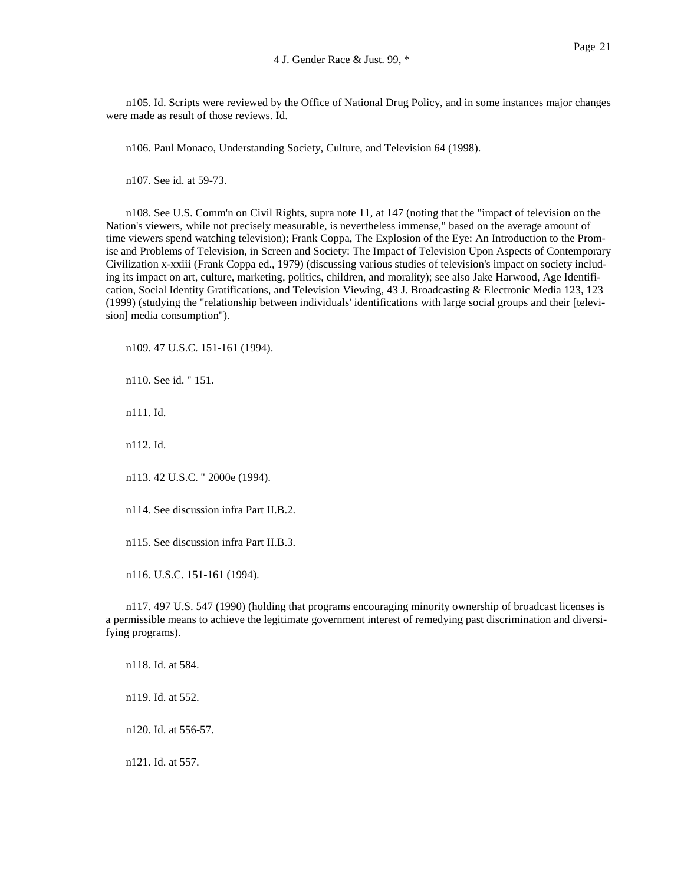n105. Id. Scripts were reviewed by the Office of National Drug Policy, and in some instances major changes were made as result of those reviews. Id.

n106. Paul Monaco, Understanding Society, Culture, and Television 64 (1998).

n107. See id. at 59-73.

n108. See U.S. Comm'n on Civil Rights, supra note 11, at 147 (noting that the "impact of television on the Nation's viewers, while not precisely measurable, is nevertheless immense," based on the average amount of time viewers spend watching television); Frank Coppa, The Explosion of the Eye: An Introduction to the Promise and Problems of Television, in Screen and Society: The Impact of Television Upon Aspects of Contemporary Civilization x-xxiii (Frank Coppa ed., 1979) (discussing various studies of television's impact on society including its impact on art, culture, marketing, politics, children, and morality); see also Jake Harwood, Age Identification, Social Identity Gratifications, and Television Viewing, 43 J. Broadcasting & Electronic Media 123, 123 (1999) (studying the "relationship between individuals' identifications with large social groups and their [television] media consumption").

n109. 47 U.S.C. 151-161 (1994).

n110. See id. " 151.

n111. Id.

n112. Id.

n113. 42 U.S.C. " 2000e (1994).

n114. See discussion infra Part II.B.2.

n115. See discussion infra Part II.B.3.

n116. U.S.C. 151-161 (1994).

n117. 497 U.S. 547 (1990) (holding that programs encouraging minority ownership of broadcast licenses is a permissible means to achieve the legitimate government interest of remedying past discrimination and diversifying programs).

n118. Id. at 584.

n119. Id. at 552.

n120. Id. at 556-57.

n121. Id. at 557.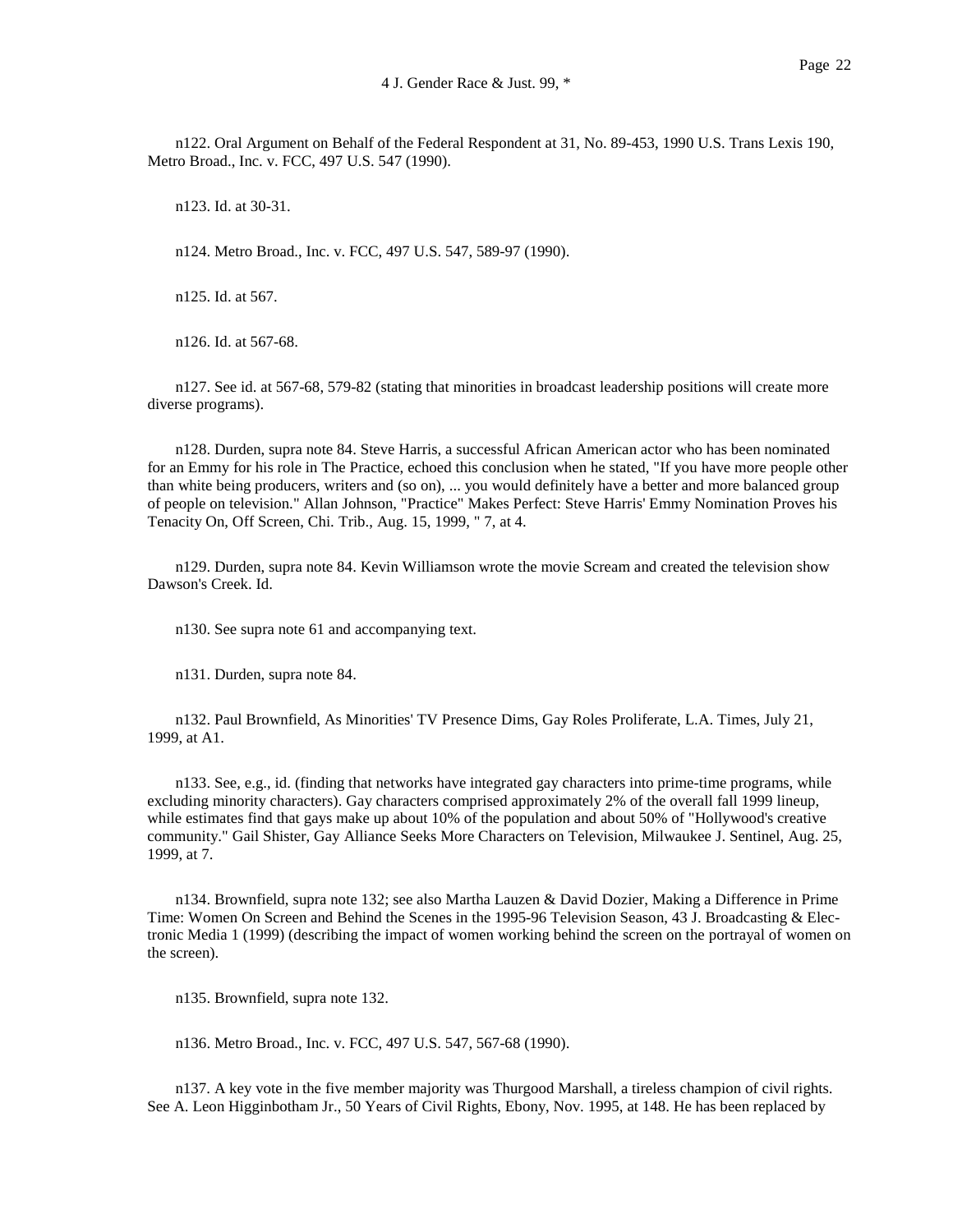n122. Oral Argument on Behalf of the Federal Respondent at 31, No. 89-453, 1990 U.S. Trans Lexis 190, Metro Broad., Inc. v. FCC, 497 U.S. 547 (1990).

n123. Id. at 30-31.

n124. Metro Broad., Inc. v. FCC, 497 U.S. 547, 589-97 (1990).

n125. Id. at 567.

n126. Id. at 567-68.

n127. See id. at 567-68, 579-82 (stating that minorities in broadcast leadership positions will create more diverse programs).

n128. Durden, supra note 84. Steve Harris, a successful African American actor who has been nominated for an Emmy for his role in The Practice, echoed this conclusion when he stated, "If you have more people other than white being producers, writers and (so on), ... you would definitely have a better and more balanced group of people on television." Allan Johnson, "Practice" Makes Perfect: Steve Harris' Emmy Nomination Proves his Tenacity On, Off Screen, Chi. Trib., Aug. 15, 1999, " 7, at 4.

n129. Durden, supra note 84. Kevin Williamson wrote the movie Scream and created the television show Dawson's Creek. Id.

n130. See supra note 61 and accompanying text.

n131. Durden, supra note 84.

n132. Paul Brownfield, As Minorities' TV Presence Dims, Gay Roles Proliferate, L.A. Times, July 21, 1999, at A1.

n133. See, e.g., id. (finding that networks have integrated gay characters into prime-time programs, while excluding minority characters). Gay characters comprised approximately 2% of the overall fall 1999 lineup, while estimates find that gays make up about 10% of the population and about 50% of "Hollywood's creative community." Gail Shister, Gay Alliance Seeks More Characters on Television, Milwaukee J. Sentinel, Aug. 25, 1999, at 7.

n134. Brownfield, supra note 132; see also Martha Lauzen & David Dozier, Making a Difference in Prime Time: Women On Screen and Behind the Scenes in the 1995-96 Television Season, 43 J. Broadcasting & Electronic Media 1 (1999) (describing the impact of women working behind the screen on the portrayal of women on the screen).

n135. Brownfield, supra note 132.

n136. Metro Broad., Inc. v. FCC, 497 U.S. 547, 567-68 (1990).

n137. A key vote in the five member majority was Thurgood Marshall, a tireless champion of civil rights. See A. Leon Higginbotham Jr., 50 Years of Civil Rights, Ebony, Nov. 1995, at 148. He has been replaced by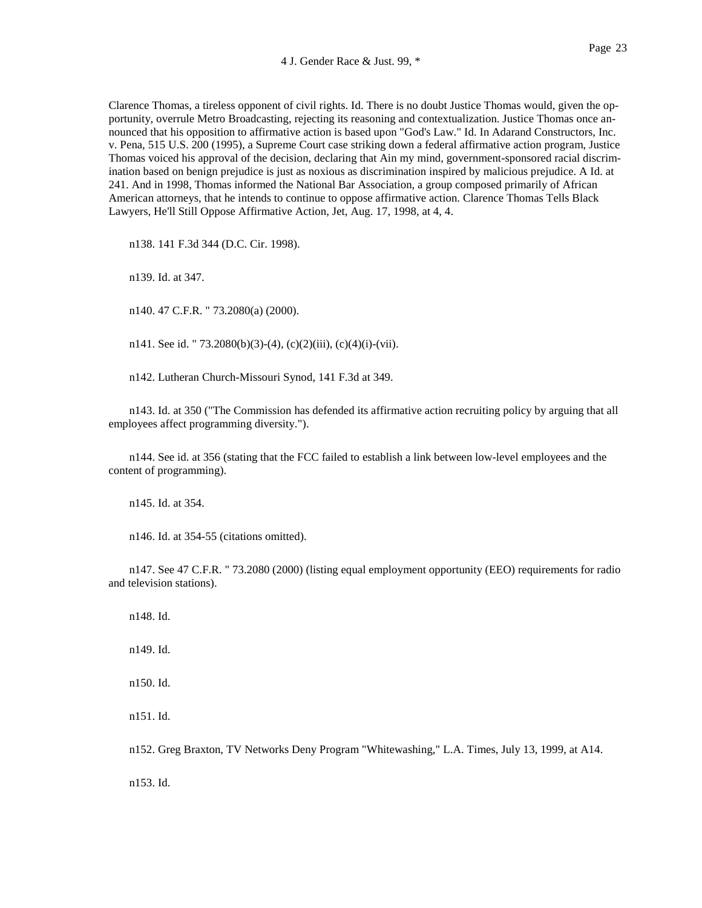Clarence Thomas, a tireless opponent of civil rights. Id. There is no doubt Justice Thomas would, given the opportunity, overrule Metro Broadcasting, rejecting its reasoning and contextualization. Justice Thomas once announced that his opposition to affirmative action is based upon "God's Law." Id. In Adarand Constructors, Inc. v. Pena, 515 U.S. 200 (1995), a Supreme Court case striking down a federal affirmative action program, Justice Thomas voiced his approval of the decision, declaring that Ain my mind, government-sponsored racial discrimination based on benign prejudice is just as noxious as discrimination inspired by malicious prejudice. A Id. at 241. And in 1998, Thomas informed the National Bar Association, a group composed primarily of African American attorneys, that he intends to continue to oppose affirmative action. Clarence Thomas Tells Black Lawyers, He'll Still Oppose Affirmative Action, Jet, Aug. 17, 1998, at 4, 4.

n138. 141 F.3d 344 (D.C. Cir. 1998).

n139. Id. at 347.

n140. 47 C.F.R. " 73.2080(a) (2000).

n141. See id. " 73.2080(b)(3)-(4), (c)(2)(iii), (c)(4)(i)-(vii).

n142. Lutheran Church-Missouri Synod, 141 F.3d at 349.

n143. Id. at 350 ("The Commission has defended its affirmative action recruiting policy by arguing that all employees affect programming diversity.").

n144. See id. at 356 (stating that the FCC failed to establish a link between low-level employees and the content of programming).

n145. Id. at 354.

n146. Id. at 354-55 (citations omitted).

n147. See 47 C.F.R. " 73.2080 (2000) (listing equal employment opportunity (EEO) requirements for radio and television stations).

n148. Id.

n149. Id.

n150. Id.

n151. Id.

n152. Greg Braxton, TV Networks Deny Program "Whitewashing," L.A. Times, July 13, 1999, at A14.

n153. Id.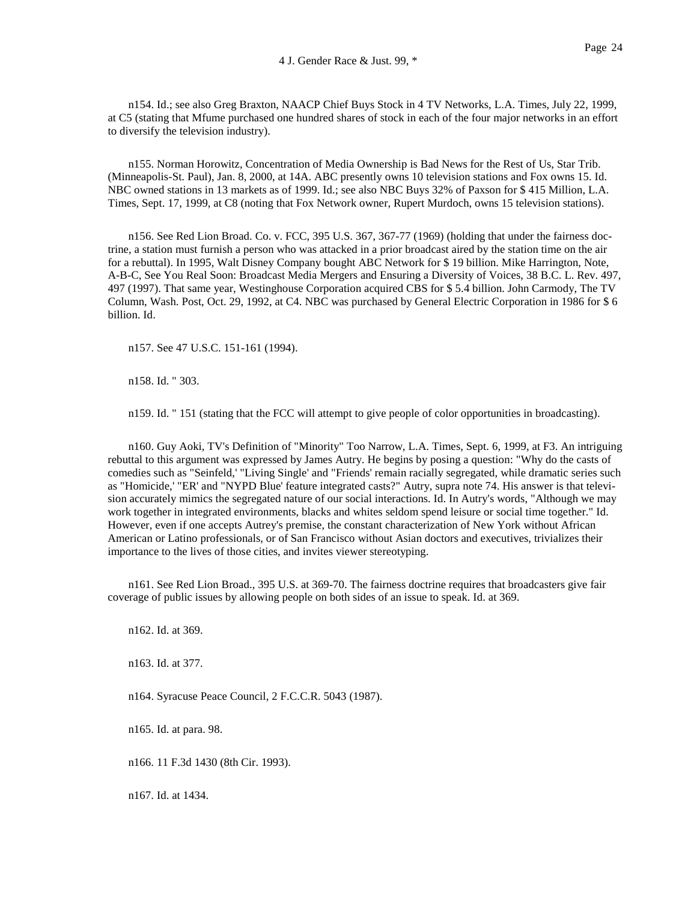n154. Id.; see also Greg Braxton, NAACP Chief Buys Stock in 4 TV Networks, L.A. Times, July 22, 1999, at C5 (stating that Mfume purchased one hundred shares of stock in each of the four major networks in an effort to diversify the television industry).

n155. Norman Horowitz, Concentration of Media Ownership is Bad News for the Rest of Us, Star Trib. (Minneapolis-St. Paul), Jan. 8, 2000, at 14A. ABC presently owns 10 television stations and Fox owns 15. Id. NBC owned stations in 13 markets as of 1999. Id.; see also NBC Buys 32% of Paxson for $ 415 Million, L.A. Times, Sept. 17, 1999, at C8 (noting that Fox Network owner, Rupert Murdoch, owns 15 television stations).

n156. See Red Lion Broad. Co. v. FCC, 395 U.S. 367, 367-77 (1969) (holding that under the fairness doctrine, a station must furnish a person who was attacked in a prior broadcast aired by the station time on the air for a rebuttal). In 1995, Walt Disney Company bought ABC Network for $ 19 billion. Mike Harrington, Note, A-B-C, See You Real Soon: Broadcast Media Mergers and Ensuring a Diversity of Voices, 38 B.C. L. Rev. 497, 497 (1997). That same year, Westinghouse Corporation acquired CBS for $ 5.4 billion. John Carmody, The TV Column, Wash. Post, Oct. 29, 1992, at C4. NBC was purchased by General Electric Corporation in 1986 for $ 6 billion. Id.

n157. See 47 U.S.C. 151-161 (1994).

n158. Id. " 303.

n159. Id. " 151 (stating that the FCC will attempt to give people of color opportunities in broadcasting).

n160. Guy Aoki, TV's Definition of "Minority" Too Narrow, L.A. Times, Sept. 6, 1999, at F3. An intriguing rebuttal to this argument was expressed by James Autry. He begins by posing a question: "Why do the casts of comedies such as "Seinfeld,' "Living Single' and "Friends' remain racially segregated, while dramatic series such as "Homicide,' "ER' and "NYPD Blue' feature integrated casts?" Autry, supra note 74. His answer is that television accurately mimics the segregated nature of our social interactions. Id. In Autry's words, "Although we may work together in integrated environments, blacks and whites seldom spend leisure or social time together." Id. However, even if one accepts Autrey's premise, the constant characterization of New York without African American or Latino professionals, or of San Francisco without Asian doctors and executives, trivializes their importance to the lives of those cities, and invites viewer stereotyping.

n161. See Red Lion Broad., 395 U.S. at 369-70. The fairness doctrine requires that broadcasters give fair coverage of public issues by allowing people on both sides of an issue to speak. Id. at 369.

n162. Id. at 369.

n163. Id. at 377.

n164. Syracuse Peace Council, 2 F.C.C.R. 5043 (1987).

n165. Id. at para. 98.

n166. 11 F.3d 1430 (8th Cir. 1993).

n167. Id. at 1434.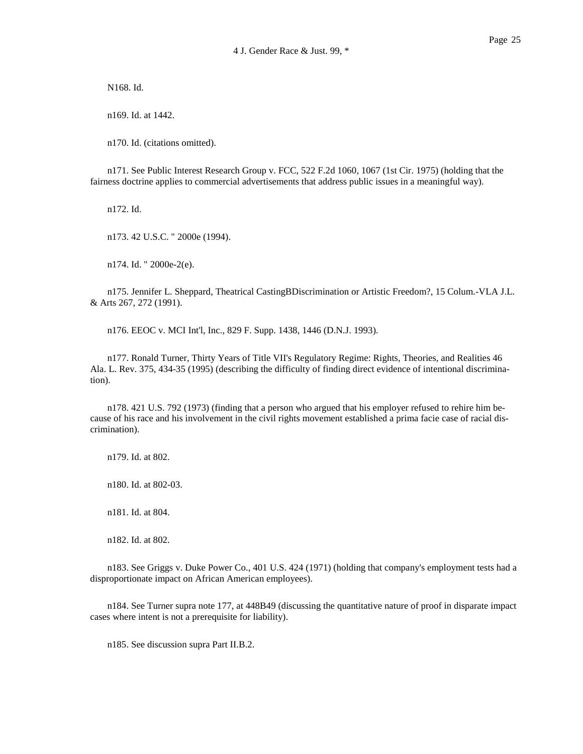N168. Id.

n169. Id. at 1442.

n170. Id. (citations omitted).

n171. See Public Interest Research Group v. FCC, 522 F.2d 1060, 1067 (1st Cir. 1975) (holding that the fairness doctrine applies to commercial advertisements that address public issues in a meaningful way).

n172. Id.

n173. 42 U.S.C. " 2000e (1994).

n174. Id. " 2000e-2(e).

n175. Jennifer L. Sheppard, Theatrical CastingBDiscrimination or Artistic Freedom?, 15 Colum.-VLA J.L. & Arts 267, 272 (1991).

n176. EEOC v. MCI Int'l, Inc., 829 F. Supp. 1438, 1446 (D.N.J. 1993).

n177. Ronald Turner, Thirty Years of Title VII's Regulatory Regime: Rights, Theories, and Realities 46 Ala. L. Rev. 375, 434-35 (1995) (describing the difficulty of finding direct evidence of intentional discrimination).

n178. 421 U.S. 792 (1973) (finding that a person who argued that his employer refused to rehire him because of his race and his involvement in the civil rights movement established a prima facie case of racial discrimination).

n179. Id. at 802.

n180. Id. at 802-03.

n181. Id. at 804.

n182. Id. at 802.

n183. See Griggs v. Duke Power Co., 401 U.S. 424 (1971) (holding that company's employment tests had a disproportionate impact on African American employees).

n184. See Turner supra note 177, at 448B49 (discussing the quantitative nature of proof in disparate impact cases where intent is not a prerequisite for liability).

n185. See discussion supra Part II.B.2.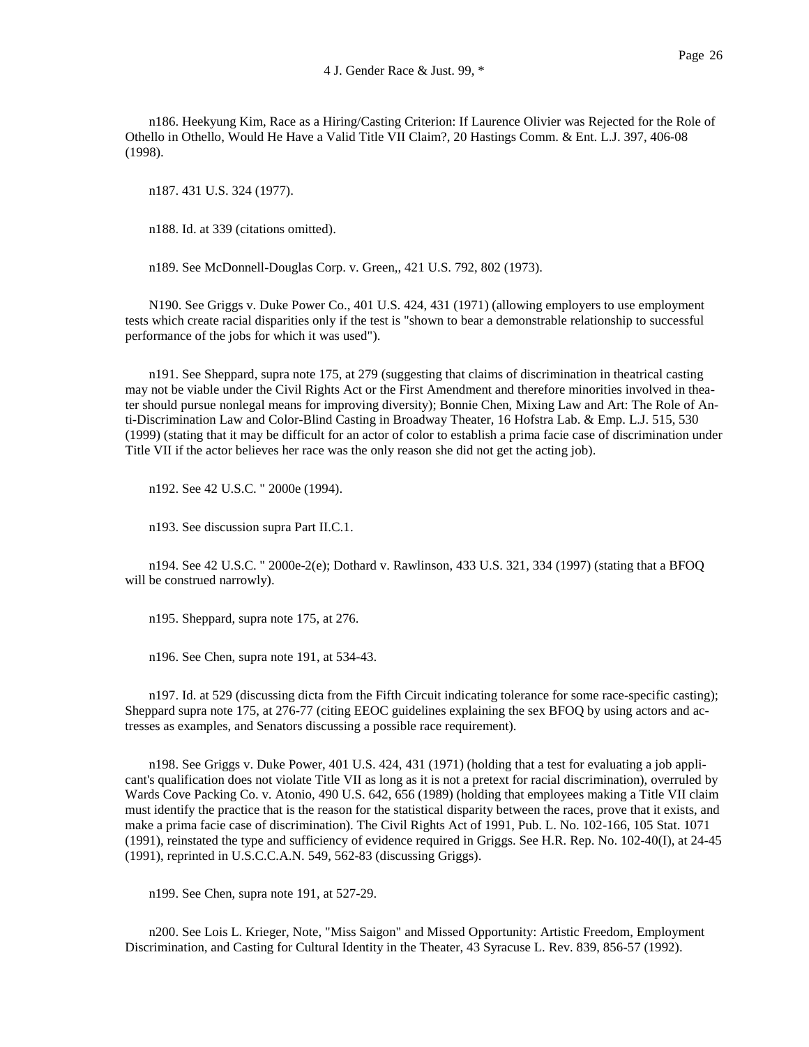n186. Heekyung Kim, Race as a Hiring/Casting Criterion: If Laurence Olivier was Rejected for the Role of Othello in Othello, Would He Have a Valid Title VII Claim?, 20 Hastings Comm. & Ent. L.J. 397, 406-08 (1998).

n187. 431 U.S. 324 (1977).

n188. Id. at 339 (citations omitted).

n189. See McDonnell-Douglas Corp. v. Green,, 421 U.S. 792, 802 (1973).

N190. See Griggs v. Duke Power Co., 401 U.S. 424, 431 (1971) (allowing employers to use employment tests which create racial disparities only if the test is "shown to bear a demonstrable relationship to successful performance of the jobs for which it was used").

n191. See Sheppard, supra note 175, at 279 (suggesting that claims of discrimination in theatrical casting may not be viable under the Civil Rights Act or the First Amendment and therefore minorities involved in theater should pursue nonlegal means for improving diversity); Bonnie Chen, Mixing Law and Art: The Role of Anti-Discrimination Law and Color-Blind Casting in Broadway Theater, 16 Hofstra Lab. & Emp. L.J. 515, 530 (1999) (stating that it may be difficult for an actor of color to establish a prima facie case of discrimination under Title VII if the actor believes her race was the only reason she did not get the acting job).

n192. See 42 U.S.C. " 2000e (1994).

n193. See discussion supra Part II.C.1.

n194. See 42 U.S.C. " 2000e-2(e); Dothard v. Rawlinson, 433 U.S. 321, 334 (1997) (stating that a BFOQ will be construed narrowly).

n195. Sheppard, supra note 175, at 276.

n196. See Chen, supra note 191, at 534-43.

n197. Id. at 529 (discussing dicta from the Fifth Circuit indicating tolerance for some race-specific casting); Sheppard supra note 175, at 276-77 (citing EEOC guidelines explaining the sex BFOQ by using actors and actresses as examples, and Senators discussing a possible race requirement).

n198. See Griggs v. Duke Power, 401 U.S. 424, 431 (1971) (holding that a test for evaluating a job applicant's qualification does not violate Title VII as long as it is not a pretext for racial discrimination), overruled by Wards Cove Packing Co. v. Atonio, 490 U.S. 642, 656 (1989) (holding that employees making a Title VII claim must identify the practice that is the reason for the statistical disparity between the races, prove that it exists, and make a prima facie case of discrimination). The Civil Rights Act of 1991, Pub. L. No. 102-166, 105 Stat. 1071 (1991), reinstated the type and sufficiency of evidence required in Griggs. See H.R. Rep. No. 102-40(I), at 24-45 (1991), reprinted in U.S.C.C.A.N. 549, 562-83 (discussing Griggs).

n199. See Chen, supra note 191, at 527-29.

n200. See Lois L. Krieger, Note, "Miss Saigon" and Missed Opportunity: Artistic Freedom, Employment Discrimination, and Casting for Cultural Identity in the Theater, 43 Syracuse L. Rev. 839, 856-57 (1992).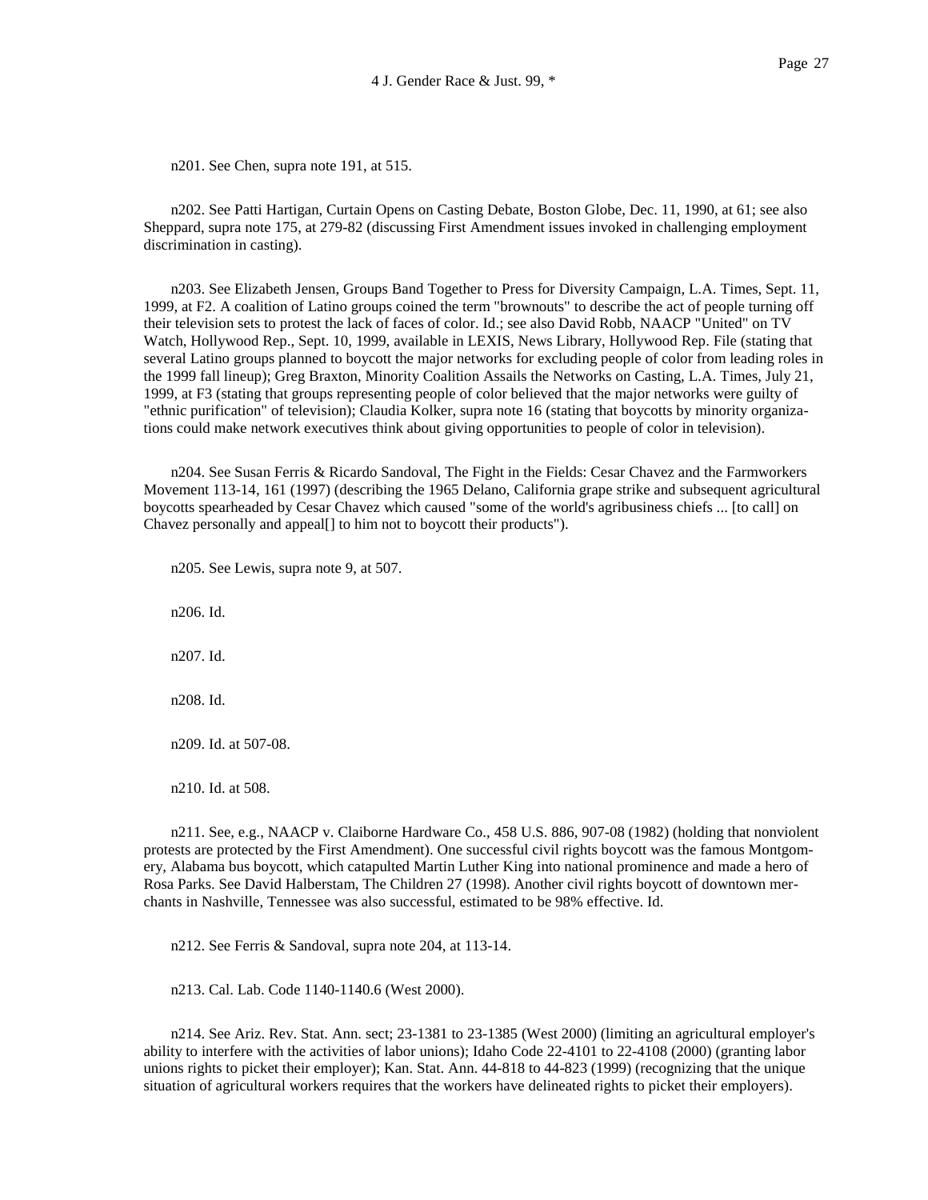n201. See Chen, supra note 191, at 515.

n202. See Patti Hartigan, Curtain Opens on Casting Debate, Boston Globe, Dec. 11, 1990, at 61; see also Sheppard, supra note 175, at 279-82 (discussing First Amendment issues invoked in challenging employment discrimination in casting).

n203. See Elizabeth Jensen, Groups Band Together to Press for Diversity Campaign, L.A. Times, Sept. 11, 1999, at F2. A coalition of Latino groups coined the term "brownouts" to describe the act of people turning off their television sets to protest the lack of faces of color. Id.; see also David Robb, NAACP "United" on TV Watch, Hollywood Rep., Sept. 10, 1999, available in LEXIS, News Library, Hollywood Rep. File (stating that several Latino groups planned to boycott the major networks for excluding people of color from leading roles in the 1999 fall lineup); Greg Braxton, Minority Coalition Assails the Networks on Casting, L.A. Times, July 21, 1999, at F3 (stating that groups representing people of color believed that the major networks were guilty of "ethnic purification" of television); Claudia Kolker, supra note 16 (stating that boycotts by minority organizations could make network executives think about giving opportunities to people of color in television).

n204. See Susan Ferris & Ricardo Sandoval, The Fight in the Fields: Cesar Chavez and the Farmworkers Movement 113-14, 161 (1997) (describing the 1965 Delano, California grape strike and subsequent agricultural boycotts spearheaded by Cesar Chavez which caused "some of the world's agribusiness chiefs ... [to call] on Chavez personally and appeal[] to him not to boycott their products").

n205. See Lewis, supra note 9, at 507.

n206. Id.

n207. Id.

n208. Id.

n209. Id. at 507-08.

n210. Id. at 508.

n211. See, e.g., NAACP v. Claiborne Hardware Co., 458 U.S. 886, 907-08 (1982) (holding that nonviolent protests are protected by the First Amendment). One successful civil rights boycott was the famous Montgomery, Alabama bus boycott, which catapulted Martin Luther King into national prominence and made a hero of Rosa Parks. See David Halberstam, The Children 27 (1998). Another civil rights boycott of downtown merchants in Nashville, Tennessee was also successful, estimated to be 98% effective. Id.

n212. See Ferris & Sandoval, supra note 204, at 113-14.

n213. Cal. Lab. Code 1140-1140.6 (West 2000).

n214. See Ariz. Rev. Stat. Ann. sect; 23-1381 to 23-1385 (West 2000) (limiting an agricultural employer's ability to interfere with the activities of labor unions); Idaho Code 22-4101 to 22-4108 (2000) (granting labor unions rights to picket their employer); Kan. Stat. Ann. 44-818 to 44-823 (1999) (recognizing that the unique situation of agricultural workers requires that the workers have delineated rights to picket their employers).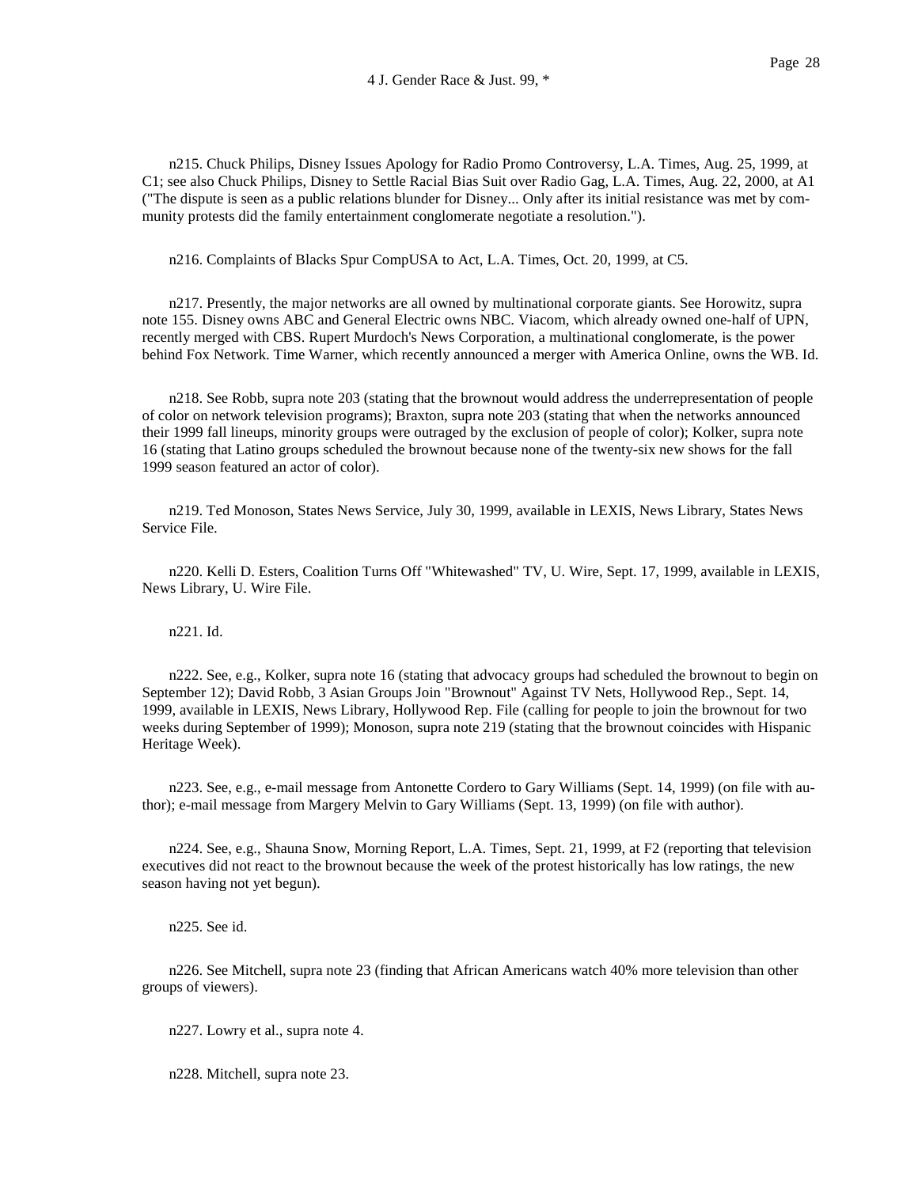n215. Chuck Philips, Disney Issues Apology for Radio Promo Controversy, L.A. Times, Aug. 25, 1999, at C1; see also Chuck Philips, Disney to Settle Racial Bias Suit over Radio Gag, L.A. Times, Aug. 22, 2000, at A1 ("The dispute is seen as a public relations blunder for Disney... Only after its initial resistance was met by community protests did the family entertainment conglomerate negotiate a resolution.").

n216. Complaints of Blacks Spur CompUSA to Act, L.A. Times, Oct. 20, 1999, at C5.

n217. Presently, the major networks are all owned by multinational corporate giants. See Horowitz, supra note 155. Disney owns ABC and General Electric owns NBC. Viacom, which already owned one-half of UPN, recently merged with CBS. Rupert Murdoch's News Corporation, a multinational conglomerate, is the power behind Fox Network. Time Warner, which recently announced a merger with America Online, owns the WB. Id.

n218. See Robb, supra note 203 (stating that the brownout would address the underrepresentation of people of color on network television programs); Braxton, supra note 203 (stating that when the networks announced their 1999 fall lineups, minority groups were outraged by the exclusion of people of color); Kolker, supra note 16 (stating that Latino groups scheduled the brownout because none of the twenty-six new shows for the fall 1999 season featured an actor of color).

n219. Ted Monoson, States News Service, July 30, 1999, available in LEXIS, News Library, States News Service File.

n220. Kelli D. Esters, Coalition Turns Off "Whitewashed" TV, U. Wire, Sept. 17, 1999, available in LEXIS, News Library, U. Wire File.

n221. Id.

n222. See, e.g., Kolker, supra note 16 (stating that advocacy groups had scheduled the brownout to begin on September 12); David Robb, 3 Asian Groups Join "Brownout" Against TV Nets, Hollywood Rep., Sept. 14, 1999, available in LEXIS, News Library, Hollywood Rep. File (calling for people to join the brownout for two weeks during September of 1999); Monoson, supra note 219 (stating that the brownout coincides with Hispanic Heritage Week).

n223. See, e.g., e-mail message from Antonette Cordero to Gary Williams (Sept. 14, 1999) (on file with author); e-mail message from Margery Melvin to Gary Williams (Sept. 13, 1999) (on file with author).

n224. See, e.g., Shauna Snow, Morning Report, L.A. Times, Sept. 21, 1999, at F2 (reporting that television executives did not react to the brownout because the week of the protest historically has low ratings, the new season having not yet begun).

n225. See id.

n226. See Mitchell, supra note 23 (finding that African Americans watch 40% more television than other groups of viewers).

n227. Lowry et al., supra note 4.

n228. Mitchell, supra note 23.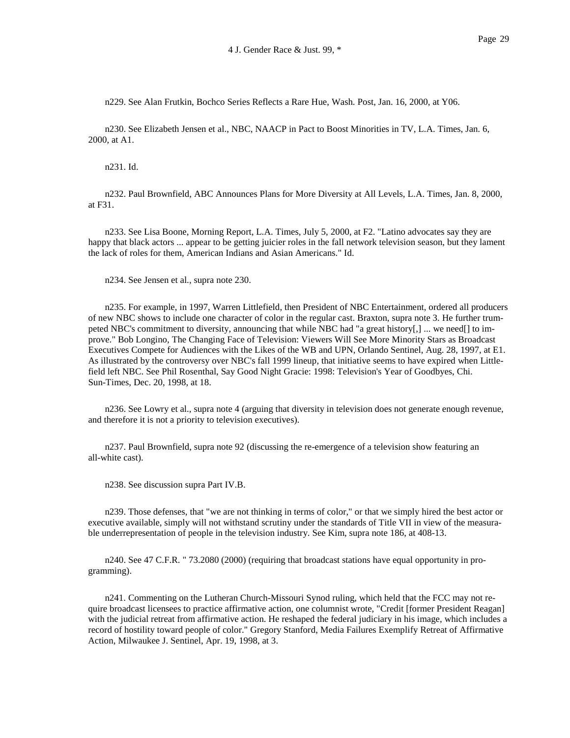n229. See Alan Frutkin, Bochco Series Reflects a Rare Hue, Wash. Post, Jan. 16, 2000, at Y06.

n230. See Elizabeth Jensen et al., NBC, NAACP in Pact to Boost Minorities in TV, L.A. Times, Jan. 6, 2000, at A1.

n231. Id.

n232. Paul Brownfield, ABC Announces Plans for More Diversity at All Levels, L.A. Times, Jan. 8, 2000, at F31.

n233. See Lisa Boone, Morning Report, L.A. Times, July 5, 2000, at F2. "Latino advocates say they are happy that black actors ... appear to be getting juicier roles in the fall network television season, but they lament the lack of roles for them, American Indians and Asian Americans." Id.

n234. See Jensen et al., supra note 230.

n235. For example, in 1997, Warren Littlefield, then President of NBC Entertainment, ordered all producers of new NBC shows to include one character of color in the regular cast. Braxton, supra note 3. He further trumpeted NBC's commitment to diversity, announcing that while NBC had "a great history[,] ... we need[] to improve." Bob Longino, The Changing Face of Television: Viewers Will See More Minority Stars as Broadcast Executives Compete for Audiences with the Likes of the WB and UPN, Orlando Sentinel, Aug. 28, 1997, at E1. As illustrated by the controversy over NBC's fall 1999 lineup, that initiative seems to have expired when Littlefield left NBC. See Phil Rosenthal, Say Good Night Gracie: 1998: Television's Year of Goodbyes, Chi. Sun-Times, Dec. 20, 1998, at 18.

n236. See Lowry et al., supra note 4 (arguing that diversity in television does not generate enough revenue, and therefore it is not a priority to television executives).

n237. Paul Brownfield, supra note 92 (discussing the re-emergence of a television show featuring an all-white cast).

n238. See discussion supra Part IV.B.

n239. Those defenses, that "we are not thinking in terms of color," or that we simply hired the best actor or executive available, simply will not withstand scrutiny under the standards of Title VII in view of the measurable underrepresentation of people in the television industry. See Kim, supra note 186, at 408-13.

n240. See 47 C.F.R. " 73.2080 (2000) (requiring that broadcast stations have equal opportunity in programming).

n241. Commenting on the Lutheran Church-Missouri Synod ruling, which held that the FCC may not require broadcast licensees to practice affirmative action, one columnist wrote, "Credit [former President Reagan] with the judicial retreat from affirmative action. He reshaped the federal judiciary in his image, which includes a record of hostility toward people of color." Gregory Stanford, Media Failures Exemplify Retreat of Affirmative Action, Milwaukee J. Sentinel, Apr. 19, 1998, at 3.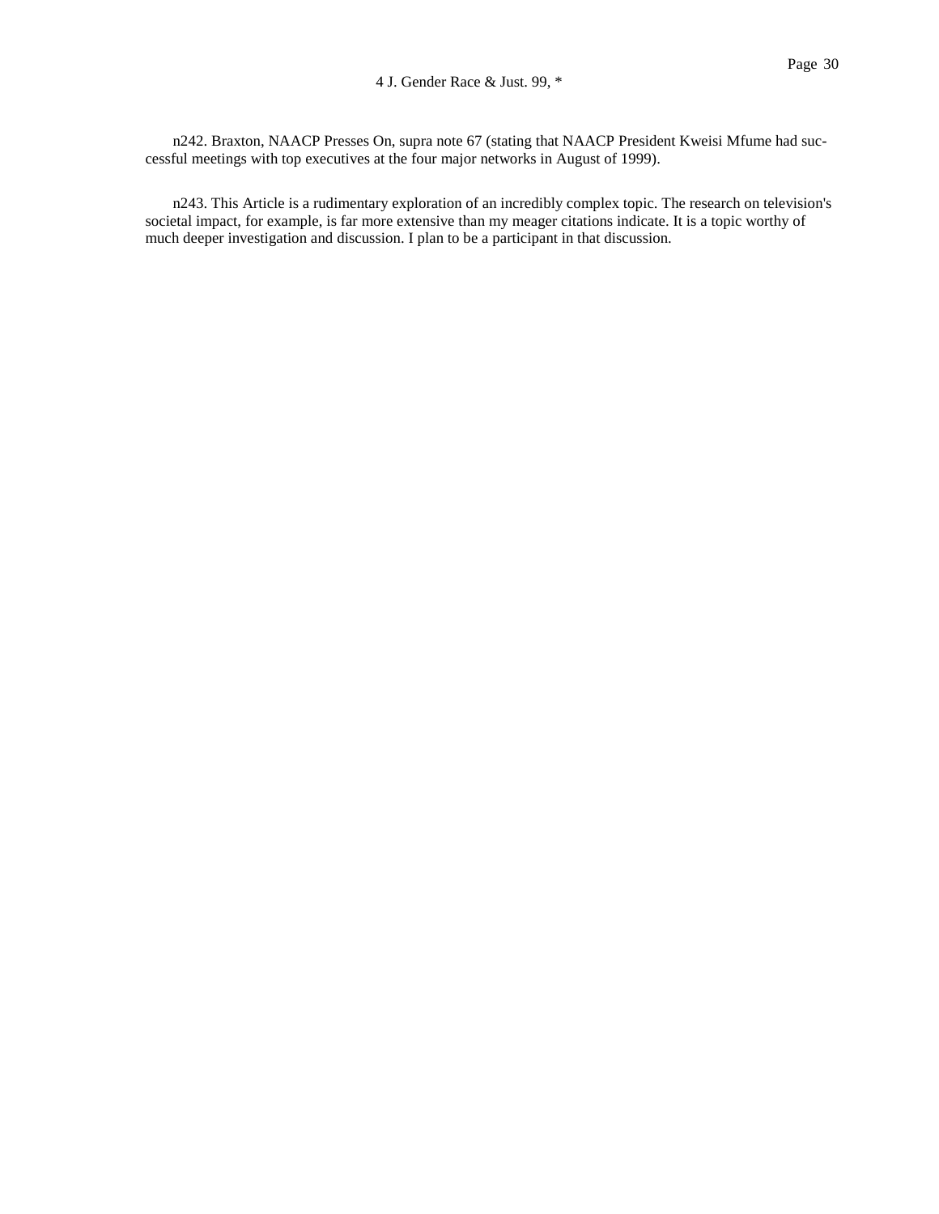n242. Braxton, NAACP Presses On, supra note 67 (stating that NAACP President Kweisi Mfume had successful meetings with top executives at the four major networks in August of 1999).

n243. This Article is a rudimentary exploration of an incredibly complex topic. The research on television's societal impact, for example, is far more extensive than my meager citations indicate. It is a topic worthy of much deeper investigation and discussion. I plan to be a participant in that discussion.